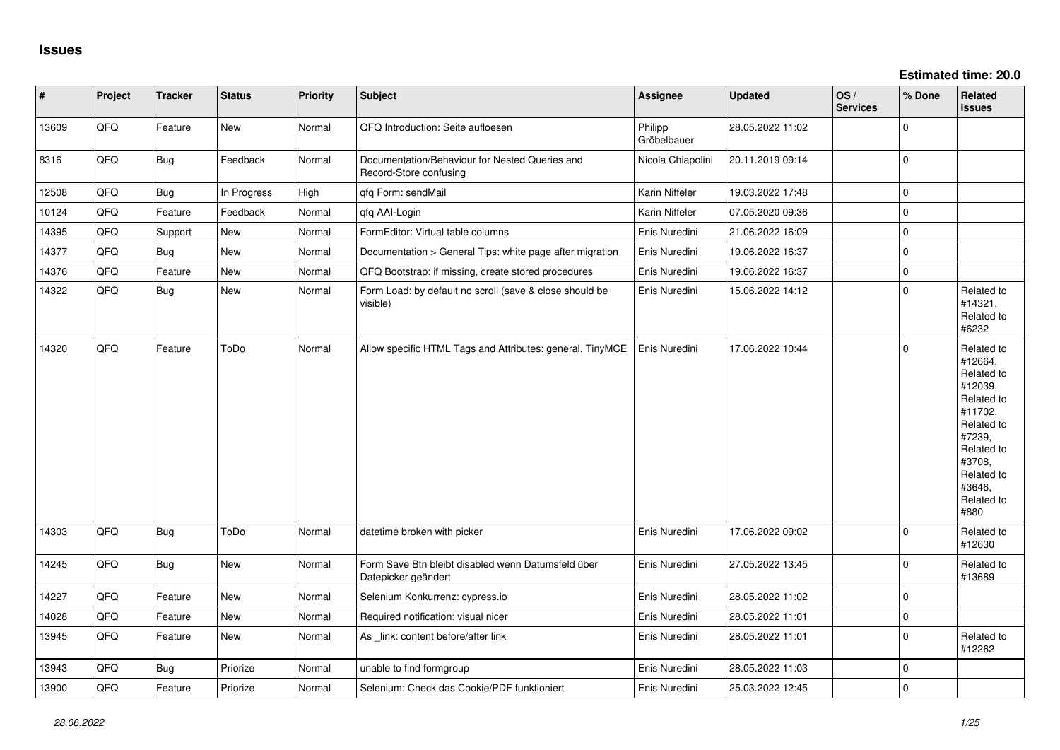# Issues

**Estimated time: 20.0**

| # | Project | Tracker | Status | Priority | Subject | Assignee | Updated | OS / Services | % Done | Related issues |
|---|---|---|---|---|---|---|---|---|---|---|
| 13609 | QFQ | Feature | New | Normal | QFQ Introduction: Seite aufloesen | Philipp Gröbelbauer | 28.05.2022 11:02 | | 0 | |
| 8316 | QFQ | Bug | Feedback | Normal | Documentation/Behaviour for Nested Queries and Record-Store confusing | Nicola Chiapolini | 20.11.2019 09:14 | | 0 | |
| 12508 | QFQ | Bug | In Progress | High | qfq Form: sendMail | Karin Niffeler | 19.03.2022 17:48 | | 0 | |
| 10124 | QFQ | Feature | Feedback | Normal | qfq AAI-Login | Karin Niffeler | 07.05.2020 09:36 | | 0 | |
| 14395 | QFQ | Support | New | Normal | FormEditor: Virtual table columns | Enis Nuredini | 21.06.2022 16:09 | | 0 | |
| 14377 | QFQ | Bug | New | Normal | Documentation > General Tips: white page after migration | Enis Nuredini | 19.06.2022 16:37 | | 0 | |
| 14376 | QFQ | Feature | New | Normal | QFQ Bootstrap: if missing, create stored procedures | Enis Nuredini | 19.06.2022 16:37 | | 0 | |
| 14322 | QFQ | Bug | New | Normal | Form Load: by default no scroll (save & close should be visible) | Enis Nuredini | 15.06.2022 14:12 | | 0 | Related to #14321, Related to #6232 |
| 14320 | QFQ | Feature | ToDo | Normal | Allow specific HTML Tags and Attributes: general, TinyMCE | Enis Nuredini | 17.06.2022 10:44 | | 0 | Related to #12664, Related to #12039, Related to #11702, Related to #7239, Related to #3708, Related to #3646, Related to #880 |
| 14303 | QFQ | Bug | ToDo | Normal | datetime broken with picker | Enis Nuredini | 17.06.2022 09:02 | | 0 | Related to #12630 |
| 14245 | QFQ | Bug | New | Normal | Form Save Btn bleibt disabled wenn Datumsfeld über Datepicker geändert | Enis Nuredini | 27.05.2022 13:45 | | 0 | Related to #13689 |
| 14227 | QFQ | Feature | New | Normal | Selenium Konkurrenz: cypress.io | Enis Nuredini | 28.05.2022 11:02 | | 0 | |
| 14028 | QFQ | Feature | New | Normal | Required notification: visual nicer | Enis Nuredini | 28.05.2022 11:01 | | 0 | |
| 13945 | QFQ | Feature | New | Normal | As _link: content before/after link | Enis Nuredini | 28.05.2022 11:01 | | 0 | Related to #12262 |
| 13943 | QFQ | Bug | Priorize | Normal | unable to find formgroup | Enis Nuredini | 28.05.2022 11:03 | | 0 | |
| 13900 | QFQ | Feature | Priorize | Normal | Selenium: Check das Cookie/PDF funktioniert | Enis Nuredini | 25.03.2022 12:45 | | 0 | |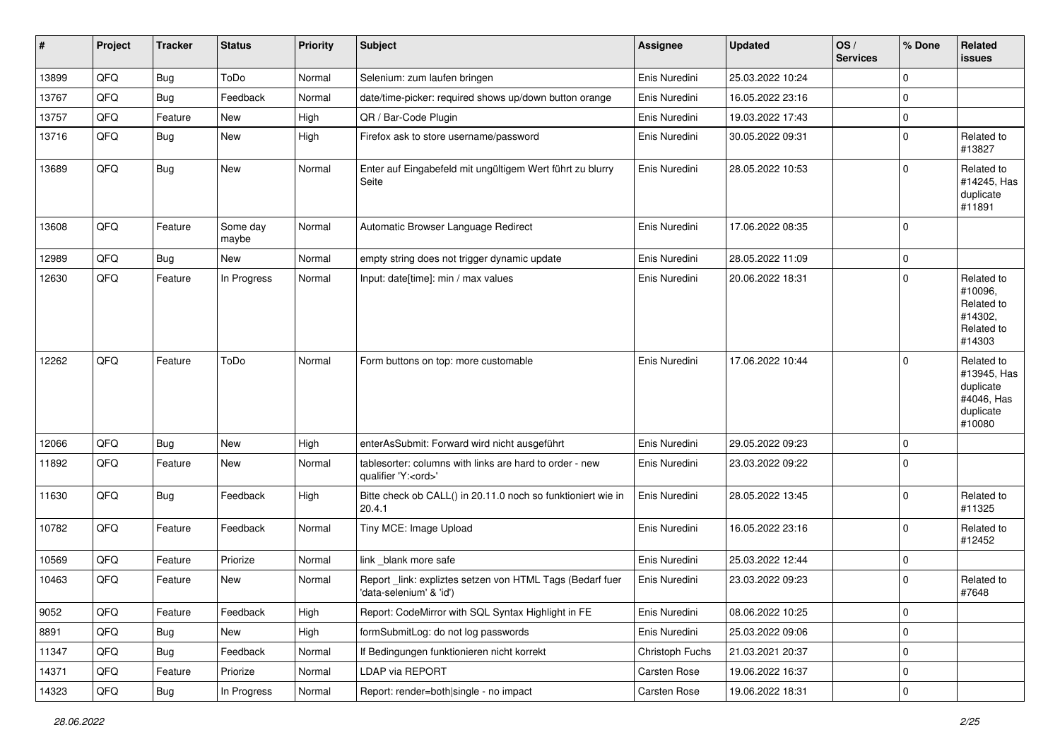| # | Project | Tracker | Status | Priority | Subject | Assignee | Updated | OS / Services | % Done | Related issues |
|---|---|---|---|---|---|---|---|---|---|---|
| 13899 | QFQ | Bug | ToDo | Normal | Selenium: zum laufen bringen | Enis Nuredini | 25.03.2022 10:24 | | 0 | |
| 13767 | QFQ | Bug | Feedback | Normal | date/time-picker: required shows up/down button orange | Enis Nuredini | 16.05.2022 23:16 | | 0 | |
| 13757 | QFQ | Feature | New | High | QR / Bar-Code Plugin | Enis Nuredini | 19.03.2022 17:43 | | 0 | |
| 13716 | QFQ | Bug | New | High | Firefox ask to store username/password | Enis Nuredini | 30.05.2022 09:31 | | 0 | Related to #13827 |
| 13689 | QFQ | Bug | New | Normal | Enter auf Eingabefeld mit ungültigem Wert führt zu blurry Seite | Enis Nuredini | 28.05.2022 10:53 | | 0 | Related to #14245, Has duplicate #11891 |
| 13608 | QFQ | Feature | Some day maybe | Normal | Automatic Browser Language Redirect | Enis Nuredini | 17.06.2022 08:35 | | 0 | |
| 12989 | QFQ | Bug | New | Normal | empty string does not trigger dynamic update | Enis Nuredini | 28.05.2022 11:09 | | 0 | |
| 12630 | QFQ | Feature | In Progress | Normal | Input: date[time]: min / max values | Enis Nuredini | 20.06.2022 18:31 | | 0 | Related to #10096, Related to #14302, Related to #14303 |
| 12262 | QFQ | Feature | ToDo | Normal | Form buttons on top: more customable | Enis Nuredini | 17.06.2022 10:44 | | 0 | Related to #13945, Has duplicate #4046, Has duplicate #10080 |
| 12066 | QFQ | Bug | New | High | enterAsSubmit: Forward wird nicht ausgeführt | Enis Nuredini | 29.05.2022 09:23 | | 0 | |
| 11892 | QFQ | Feature | New | Normal | tablesorter: columns with links are hard to order - new qualifier 'Y:<ord>' | Enis Nuredini | 23.03.2022 09:22 | | 0 | |
| 11630 | QFQ | Bug | Feedback | High | Bitte check ob CALL() in 20.11.0 noch so funktioniert wie in 20.4.1 | Enis Nuredini | 28.05.2022 13:45 | | 0 | Related to #11325 |
| 10782 | QFQ | Feature | Feedback | Normal | Tiny MCE: Image Upload | Enis Nuredini | 16.05.2022 23:16 | | 0 | Related to #12452 |
| 10569 | QFQ | Feature | Priorize | Normal | link _blank more safe | Enis Nuredini | 25.03.2022 12:44 | | 0 | |
| 10463 | QFQ | Feature | New | Normal | Report _link: expliztes setzen von HTML Tags (Bedarf fuer 'data-selenium' & 'id') | Enis Nuredini | 23.03.2022 09:23 | | 0 | Related to #7648 |
| 9052 | QFQ | Feature | Feedback | High | Report: CodeMirror with SQL Syntax Highlight in FE | Enis Nuredini | 08.06.2022 10:25 | | 0 | |
| 8891 | QFQ | Bug | New | High | formSubmitLog: do not log passwords | Enis Nuredini | 25.03.2022 09:06 | | 0 | |
| 11347 | QFQ | Bug | Feedback | Normal | If Bedingungen funktionieren nicht korrekt | Christoph Fuchs | 21.03.2021 20:37 | | 0 | |
| 14371 | QFQ | Feature | Priorize | Normal | LDAP via REPORT | Carsten Rose | 19.06.2022 16:37 | | 0 | |
| 14323 | QFQ | Bug | In Progress | Normal | Report: render=both\|single - no impact | Carsten Rose | 19.06.2022 18:31 | | 0 | |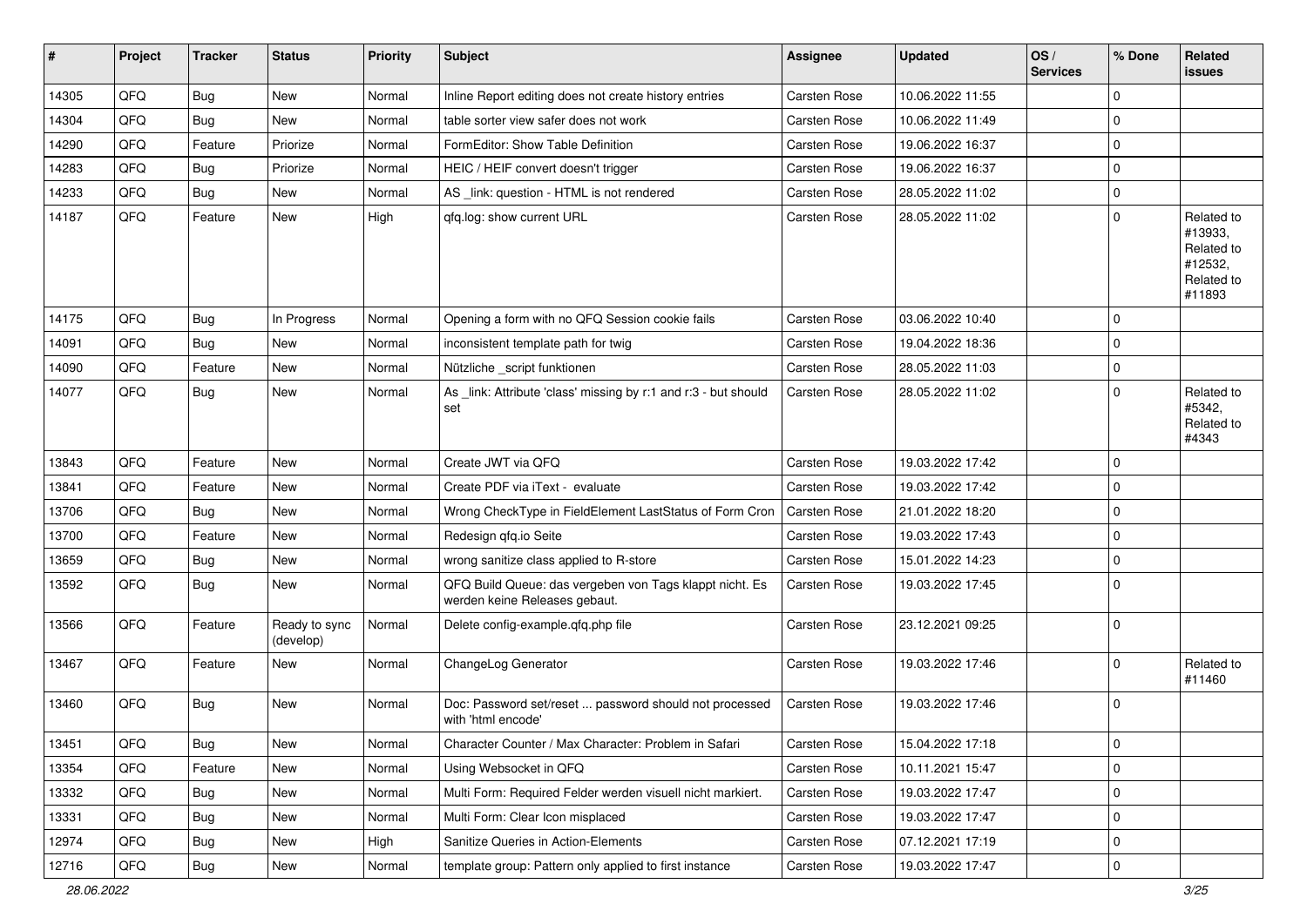| # | Project | Tracker | Status | Priority | Subject | Assignee | Updated | OS / Services | % Done | Related issues |
|---|---|---|---|---|---|---|---|---|---|---|
| 14305 | QFQ | Bug | New | Normal | Inline Report editing does not create history entries | Carsten Rose | 10.06.2022 11:55 | | 0 | |
| 14304 | QFQ | Bug | New | Normal | table sorter view safer does not work | Carsten Rose | 10.06.2022 11:49 | | 0 | |
| 14290 | QFQ | Feature | Priorize | Normal | FormEditor: Show Table Definition | Carsten Rose | 19.06.2022 16:37 | | 0 | |
| 14283 | QFQ | Bug | Priorize | Normal | HEIC / HEIF convert doesn't trigger | Carsten Rose | 19.06.2022 16:37 | | 0 | |
| 14233 | QFQ | Bug | New | Normal | AS _link: question - HTML is not rendered | Carsten Rose | 28.05.2022 11:02 | | 0 | |
| 14187 | QFQ | Feature | New | High | qfq.log: show current URL | Carsten Rose | 28.05.2022 11:02 | | 0 | Related to #13933, Related to #12532, Related to #11893 |
| 14175 | QFQ | Bug | In Progress | Normal | Opening a form with no QFQ Session cookie fails | Carsten Rose | 03.06.2022 10:40 | | 0 | |
| 14091 | QFQ | Bug | New | Normal | inconsistent template path for twig | Carsten Rose | 19.04.2022 18:36 | | 0 | |
| 14090 | QFQ | Feature | New | Normal | Nützliche _script funktionen | Carsten Rose | 28.05.2022 11:03 | | 0 | |
| 14077 | QFQ | Bug | New | Normal | As _link: Attribute 'class' missing by r:1 and r:3 - but should set | Carsten Rose | 28.05.2022 11:02 | | 0 | Related to #5342, Related to #4343 |
| 13843 | QFQ | Feature | New | Normal | Create JWT via QFQ | Carsten Rose | 19.03.2022 17:42 | | 0 | |
| 13841 | QFQ | Feature | New | Normal | Create PDF via iText - evaluate | Carsten Rose | 19.03.2022 17:42 | | 0 | |
| 13706 | QFQ | Bug | New | Normal | Wrong CheckType in FieldElement LastStatus of Form Cron | Carsten Rose | 21.01.2022 18:20 | | 0 | |
| 13700 | QFQ | Feature | New | Normal | Redesign qfq.io Seite | Carsten Rose | 19.03.2022 17:43 | | 0 | |
| 13659 | QFQ | Bug | New | Normal | wrong sanitize class applied to R-store | Carsten Rose | 15.01.2022 14:23 | | 0 | |
| 13592 | QFQ | Bug | New | Normal | QFQ Build Queue: das vergeben von Tags klappt nicht. Es werden keine Releases gebaut. | Carsten Rose | 19.03.2022 17:45 | | 0 | |
| 13566 | QFQ | Feature | Ready to sync (develop) | Normal | Delete config-example.qfq.php file | Carsten Rose | 23.12.2021 09:25 | | 0 | |
| 13467 | QFQ | Feature | New | Normal | ChangeLog Generator | Carsten Rose | 19.03.2022 17:46 | | 0 | Related to #11460 |
| 13460 | QFQ | Bug | New | Normal | Doc: Password set/reset ... password should not processed with 'html encode' | Carsten Rose | 19.03.2022 17:46 | | 0 | |
| 13451 | QFQ | Bug | New | Normal | Character Counter / Max Character: Problem in Safari | Carsten Rose | 15.04.2022 17:18 | | 0 | |
| 13354 | QFQ | Feature | New | Normal | Using Websocket in QFQ | Carsten Rose | 10.11.2021 15:47 | | 0 | |
| 13332 | QFQ | Bug | New | Normal | Multi Form: Required Felder werden visuell nicht markiert. | Carsten Rose | 19.03.2022 17:47 | | 0 | |
| 13331 | QFQ | Bug | New | Normal | Multi Form: Clear Icon misplaced | Carsten Rose | 19.03.2022 17:47 | | 0 | |
| 12974 | QFQ | Bug | New | High | Sanitize Queries in Action-Elements | Carsten Rose | 07.12.2021 17:19 | | 0 | |
| 12716 | QFQ | Bug | New | Normal | template group: Pattern only applied to first instance | Carsten Rose | 19.03.2022 17:47 | | 0 | |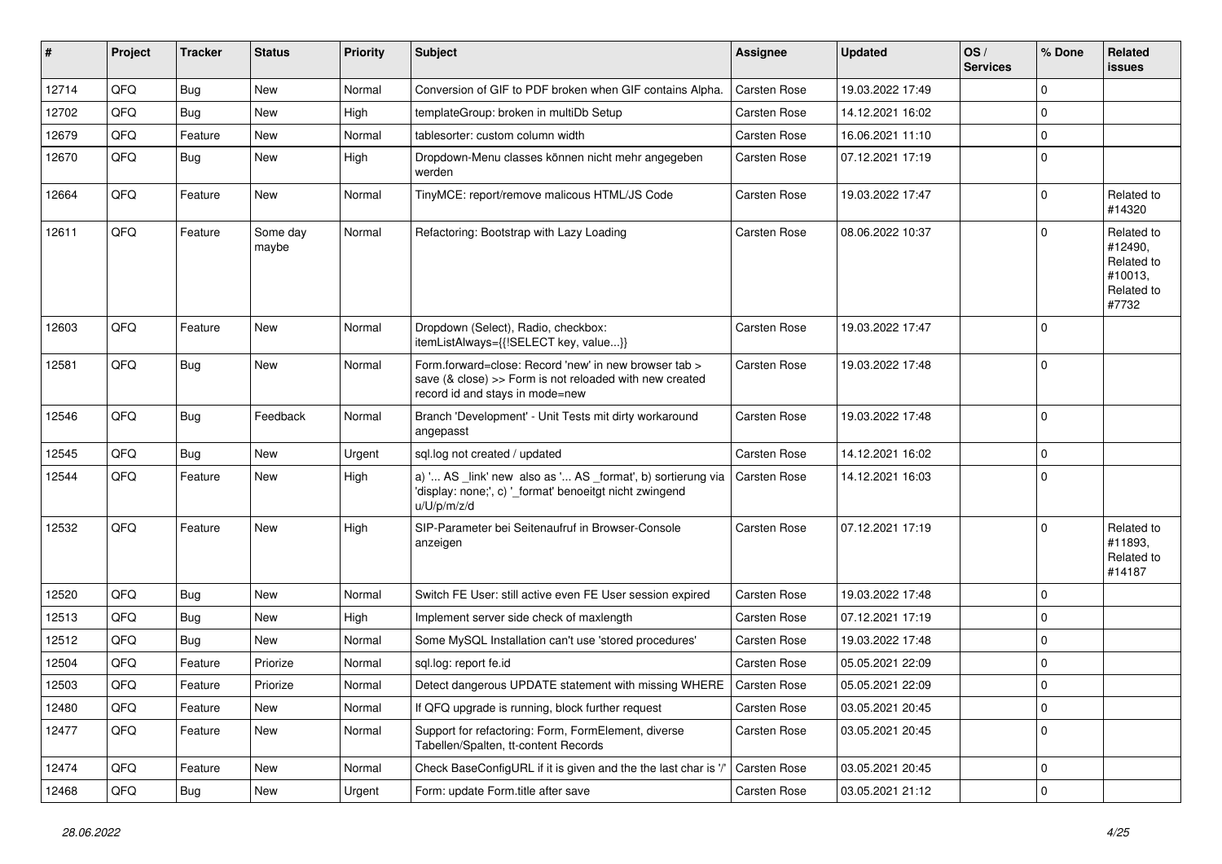| # | Project | Tracker | Status | Priority | Subject | Assignee | Updated | OS / Services | % Done | Related issues |
|---|---|---|---|---|---|---|---|---|---|---|
| 12714 | QFQ | Bug | New | Normal | Conversion of GIF to PDF broken when GIF contains Alpha. | Carsten Rose | 19.03.2022 17:49 | | 0 | |
| 12702 | QFQ | Bug | New | High | templateGroup: broken in multiDb Setup | Carsten Rose | 14.12.2021 16:02 | | 0 | |
| 12679 | QFQ | Feature | New | Normal | tablesorter: custom column width | Carsten Rose | 16.06.2021 11:10 | | 0 | |
| 12670 | QFQ | Bug | New | High | Dropdown-Menu classes können nicht mehr angegeben werden | Carsten Rose | 07.12.2021 17:19 | | 0 | |
| 12664 | QFQ | Feature | New | Normal | TinyMCE: report/remove malicous HTML/JS Code | Carsten Rose | 19.03.2022 17:47 | | 0 | Related to #14320 |
| 12611 | QFQ | Feature | Some day maybe | Normal | Refactoring: Bootstrap with Lazy Loading | Carsten Rose | 08.06.2022 10:37 | | 0 | Related to #12490, Related to #10013, Related to #7732 |
| 12603 | QFQ | Feature | New | Normal | Dropdown (Select), Radio, checkbox: itemListAlways={{!SELECT key, value...}} | Carsten Rose | 19.03.2022 17:47 | | 0 | |
| 12581 | QFQ | Bug | New | Normal | Form.forward=close: Record 'new' in new browser tab > save (& close) >> Form is not reloaded with new created record id and stays in mode=new | Carsten Rose | 19.03.2022 17:48 | | 0 | |
| 12546 | QFQ | Bug | Feedback | Normal | Branch 'Development' - Unit Tests mit dirty workaround angepasst | Carsten Rose | 19.03.2022 17:48 | | 0 | |
| 12545 | QFQ | Bug | New | Urgent | sql.log not created / updated | Carsten Rose | 14.12.2021 16:02 | | 0 | |
| 12544 | QFQ | Feature | New | High | a) '... AS _link' new also as '... AS _format', b) sortierung via 'display: none;', c) '_format' benoeitgt nicht zwingend u/U/p/m/z/d | Carsten Rose | 14.12.2021 16:03 | | 0 | |
| 12532 | QFQ | Feature | New | High | SIP-Parameter bei Seitenaufruf in Browser-Console anzeigen | Carsten Rose | 07.12.2021 17:19 | | 0 | Related to #11893, Related to #14187 |
| 12520 | QFQ | Bug | New | Normal | Switch FE User: still active even FE User session expired | Carsten Rose | 19.03.2022 17:48 | | 0 | |
| 12513 | QFQ | Bug | New | High | Implement server side check of maxlength | Carsten Rose | 07.12.2021 17:19 | | 0 | |
| 12512 | QFQ | Bug | New | Normal | Some MySQL Installation can't use 'stored procedures' | Carsten Rose | 19.03.2022 17:48 | | 0 | |
| 12504 | QFQ | Feature | Priorize | Normal | sql.log: report fe.id | Carsten Rose | 05.05.2021 22:09 | | 0 | |
| 12503 | QFQ | Feature | Priorize | Normal | Detect dangerous UPDATE statement with missing WHERE | Carsten Rose | 05.05.2021 22:09 | | 0 | |
| 12480 | QFQ | Feature | New | Normal | If QFQ upgrade is running, block further request | Carsten Rose | 03.05.2021 20:45 | | 0 | |
| 12477 | QFQ | Feature | New | Normal | Support for refactoring: Form, FormElement, diverse Tabellen/Spalten, tt-content Records | Carsten Rose | 03.05.2021 20:45 | | 0 | |
| 12474 | QFQ | Feature | New | Normal | Check BaseConfigURL if it is given and the the last char is '/' | Carsten Rose | 03.05.2021 20:45 | | 0 | |
| 12468 | QFQ | Bug | New | Urgent | Form: update Form.title after save | Carsten Rose | 03.05.2021 21:12 | | 0 | |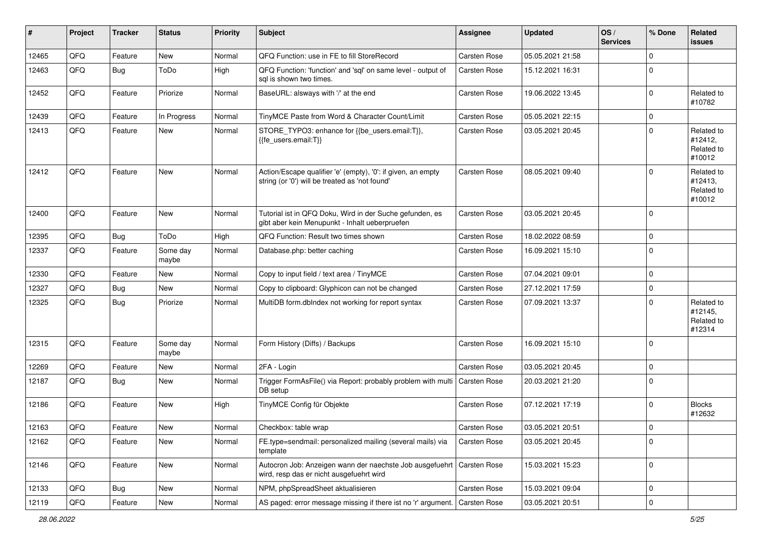| # | Project | Tracker | Status | Priority | Subject | Assignee | Updated | OS / Services | % Done | Related issues |
|---|---|---|---|---|---|---|---|---|---|---|
| 12465 | QFQ | Feature | New | Normal | QFQ Function: use in FE to fill StoreRecord | Carsten Rose | 05.05.2021 21:58 | | 0 | |
| 12463 | QFQ | Bug | ToDo | High | QFQ Function: 'function' and 'sql' on same level - output of sql is shown two times. | Carsten Rose | 15.12.2021 16:31 | | 0 | |
| 12452 | QFQ | Feature | Priorize | Normal | BaseURL: alsways with '/' at the end | Carsten Rose | 19.06.2022 13:45 | | 0 | Related to #10782 |
| 12439 | QFQ | Feature | In Progress | Normal | TinyMCE Paste from Word & Character Count/Limit | Carsten Rose | 05.05.2021 22:15 | | 0 | |
| 12413 | QFQ | Feature | New | Normal | STORE_TYPO3: enhance for {{be_users.email:T}}, {{fe_users.email:T}} | Carsten Rose | 03.05.2021 20:45 | | 0 | Related to #12412, Related to #10012 |
| 12412 | QFQ | Feature | New | Normal | Action/Escape qualifier 'e' (empty), '0': if given, an empty string (or '0') will be treated as 'not found' | Carsten Rose | 08.05.2021 09:40 | | 0 | Related to #12413, Related to #10012 |
| 12400 | QFQ | Feature | New | Normal | Tutorial ist in QFQ Doku, Wird in der Suche gefunden, es gibt aber kein Menupunkt - Inhalt ueberpruefen | Carsten Rose | 03.05.2021 20:45 | | 0 | |
| 12395 | QFQ | Bug | ToDo | High | QFQ Function: Result two times shown | Carsten Rose | 18.02.2022 08:59 | | 0 | |
| 12337 | QFQ | Feature | Some day maybe | Normal | Database.php: better caching | Carsten Rose | 16.09.2021 15:10 | | 0 | |
| 12330 | QFQ | Feature | New | Normal | Copy to input field / text area / TinyMCE | Carsten Rose | 07.04.2021 09:01 | | 0 | |
| 12327 | QFQ | Bug | New | Normal | Copy to clipboard: Glyphicon can not be changed | Carsten Rose | 27.12.2021 17:59 | | 0 | |
| 12325 | QFQ | Bug | Priorize | Normal | MultiDB form.dbIndex not working for report syntax | Carsten Rose | 07.09.2021 13:37 | | 0 | Related to #12145, Related to #12314 |
| 12315 | QFQ | Feature | Some day maybe | Normal | Form History (Diffs) / Backups | Carsten Rose | 16.09.2021 15:10 | | 0 | |
| 12269 | QFQ | Feature | New | Normal | 2FA - Login | Carsten Rose | 03.05.2021 20:45 | | 0 | |
| 12187 | QFQ | Bug | New | Normal | Trigger FormAsFile() via Report: probably problem with multi DB setup | Carsten Rose | 20.03.2021 21:20 | | 0 | |
| 12186 | QFQ | Feature | New | High | TinyMCE Config für Objekte | Carsten Rose | 07.12.2021 17:19 | | 0 | Blocks #12632 |
| 12163 | QFQ | Feature | New | Normal | Checkbox: table wrap | Carsten Rose | 03.05.2021 20:51 | | 0 | |
| 12162 | QFQ | Feature | New | Normal | FE.type=sendmail: personalized mailing (several mails) via template | Carsten Rose | 03.05.2021 20:45 | | 0 | |
| 12146 | QFQ | Feature | New | Normal | Autocron Job: Anzeigen wann der naechste Job ausgefuehrt wird, resp das er nicht ausgefuehrt wird | Carsten Rose | 15.03.2021 15:23 | | 0 | |
| 12133 | QFQ | Bug | New | Normal | NPM, phpSpreadSheet aktualisieren | Carsten Rose | 15.03.2021 09:04 | | 0 | |
| 12119 | QFQ | Feature | New | Normal | AS paged: error message missing if there ist no 'r' argument. | Carsten Rose | 03.05.2021 20:51 | | 0 | |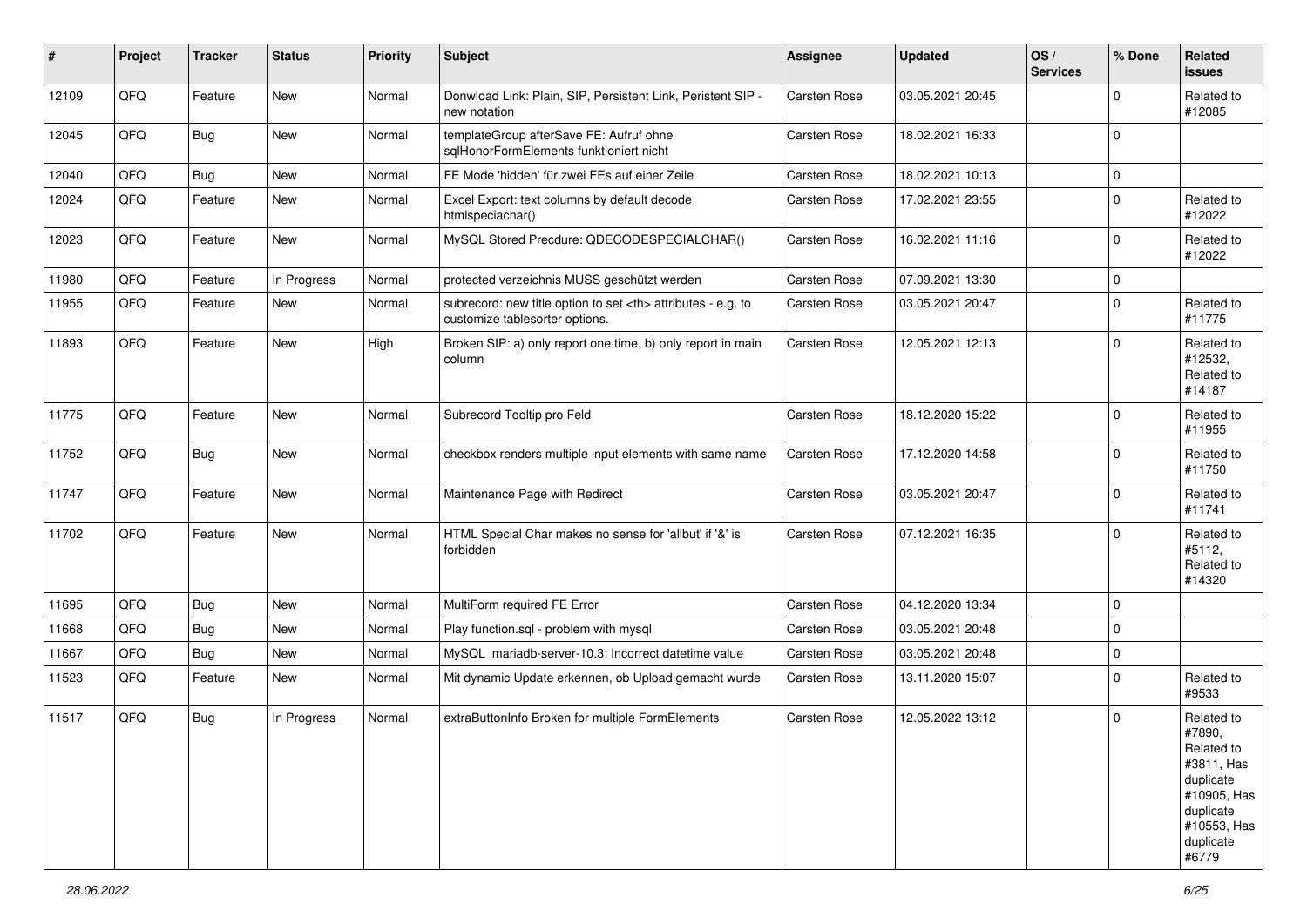| # | Project | Tracker | Status | Priority | Subject | Assignee | Updated | OS / Services | % Done | Related issues |
|---|---|---|---|---|---|---|---|---|---|---|
| 12109 | QFQ | Feature | New | Normal | Donwload Link: Plain, SIP, Persistent Link, Peristent SIP - new notation | Carsten Rose | 03.05.2021 20:45 | | 0 | Related to #12085 |
| 12045 | QFQ | Bug | New | Normal | templateGroup afterSave FE: Aufruf ohne sqlHonorFormElements funktioniert nicht | Carsten Rose | 18.02.2021 16:33 | | 0 | |
| 12040 | QFQ | Bug | New | Normal | FE Mode 'hidden' für zwei FEs auf einer Zeile | Carsten Rose | 18.02.2021 10:13 | | 0 | |
| 12024 | QFQ | Feature | New | Normal | Excel Export: text columns by default decode htmlspeciachar() | Carsten Rose | 17.02.2021 23:55 | | 0 | Related to #12022 |
| 12023 | QFQ | Feature | New | Normal | MySQL Stored Precdure: QDECODESPECIALCHAR() | Carsten Rose | 16.02.2021 11:16 | | 0 | Related to #12022 |
| 11980 | QFQ | Feature | In Progress | Normal | protected verzeichnis MUSS geschützt werden | Carsten Rose | 07.09.2021 13:30 | | 0 | |
| 11955 | QFQ | Feature | New | Normal | subrecord: new title option to set <th> attributes - e.g. to customize tablesorter options. | Carsten Rose | 03.05.2021 20:47 | | 0 | Related to #11775 |
| 11893 | QFQ | Feature | New | High | Broken SIP: a) only report one time, b) only report in main column | Carsten Rose | 12.05.2021 12:13 | | 0 | Related to #12532, Related to #14187 |
| 11775 | QFQ | Feature | New | Normal | Subrecord Tooltip pro Feld | Carsten Rose | 18.12.2020 15:22 | | 0 | Related to #11955 |
| 11752 | QFQ | Bug | New | Normal | checkbox renders multiple input elements with same name | Carsten Rose | 17.12.2020 14:58 | | 0 | Related to #11750 |
| 11747 | QFQ | Feature | New | Normal | Maintenance Page with Redirect | Carsten Rose | 03.05.2021 20:47 | | 0 | Related to #11741 |
| 11702 | QFQ | Feature | New | Normal | HTML Special Char makes no sense for 'allbut' if '&' is forbidden | Carsten Rose | 07.12.2021 16:35 | | 0 | Related to #5112, Related to #14320 |
| 11695 | QFQ | Bug | New | Normal | MultiForm required FE Error | Carsten Rose | 04.12.2020 13:34 | | 0 | |
| 11668 | QFQ | Bug | New | Normal | Play function.sql - problem with mysql | Carsten Rose | 03.05.2021 20:48 | | 0 | |
| 11667 | QFQ | Bug | New | Normal | MySQL mariadb-server-10.3: Incorrect datetime value | Carsten Rose | 03.05.2021 20:48 | | 0 | |
| 11523 | QFQ | Feature | New | Normal | Mit dynamic Update erkennen, ob Upload gemacht wurde | Carsten Rose | 13.11.2020 15:07 | | 0 | Related to #9533 |
| 11517 | QFQ | Bug | In Progress | Normal | extraButtonInfo Broken for multiple FormElements | Carsten Rose | 12.05.2022 13:12 | | 0 | Related to #7890, Related to #3811, Has duplicate #10905, Has duplicate #10553, Has duplicate #6779 |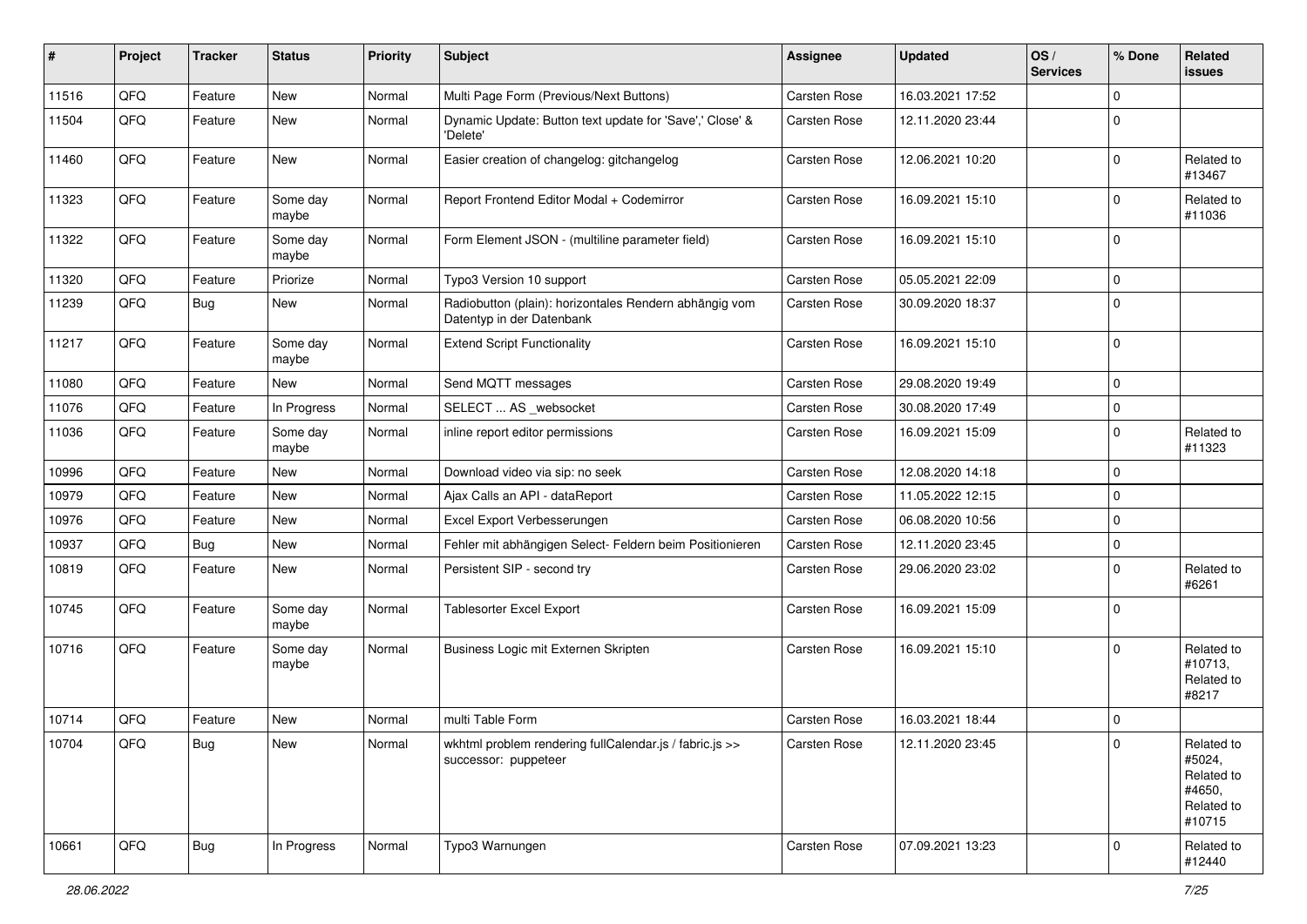| # | Project | Tracker | Status | Priority | Subject | Assignee | Updated | OS / Services | % Done | Related issues |
|---|---|---|---|---|---|---|---|---|---|---|
| 11516 | QFQ | Feature | New | Normal | Multi Page Form (Previous/Next Buttons) | Carsten Rose | 16.03.2021 17:52 | | 0 | |
| 11504 | QFQ | Feature | New | Normal | Dynamic Update: Button text update for 'Save',' Close' & 'Delete' | Carsten Rose | 12.11.2020 23:44 | | 0 | |
| 11460 | QFQ | Feature | New | Normal | Easier creation of changelog: gitchangelog | Carsten Rose | 12.06.2021 10:20 | | 0 | Related to #13467 |
| 11323 | QFQ | Feature | Some day maybe | Normal | Report Frontend Editor Modal + Codemirror | Carsten Rose | 16.09.2021 15:10 | | 0 | Related to #11036 |
| 11322 | QFQ | Feature | Some day maybe | Normal | Form Element JSON - (multiline parameter field) | Carsten Rose | 16.09.2021 15:10 | | 0 | |
| 11320 | QFQ | Feature | Priorize | Normal | Typo3 Version 10 support | Carsten Rose | 05.05.2021 22:09 | | 0 | |
| 11239 | QFQ | Bug | New | Normal | Radiobutton (plain): horizontales Rendern abhängig vom Datentyp in der Datenbank | Carsten Rose | 30.09.2020 18:37 | | 0 | |
| 11217 | QFQ | Feature | Some day maybe | Normal | Extend Script Functionality | Carsten Rose | 16.09.2021 15:10 | | 0 | |
| 11080 | QFQ | Feature | New | Normal | Send MQTT messages | Carsten Rose | 29.08.2020 19:49 | | 0 | |
| 11076 | QFQ | Feature | In Progress | Normal | SELECT ... AS _websocket | Carsten Rose | 30.08.2020 17:49 | | 0 | |
| 11036 | QFQ | Feature | Some day maybe | Normal | inline report editor permissions | Carsten Rose | 16.09.2021 15:09 | | 0 | Related to #11323 |
| 10996 | QFQ | Feature | New | Normal | Download video via sip: no seek | Carsten Rose | 12.08.2020 14:18 | | 0 | |
| 10979 | QFQ | Feature | New | Normal | Ajax Calls an API - dataReport | Carsten Rose | 11.05.2022 12:15 | | 0 | |
| 10976 | QFQ | Feature | New | Normal | Excel Export Verbesserungen | Carsten Rose | 06.08.2020 10:56 | | 0 | |
| 10937 | QFQ | Bug | New | Normal | Fehler mit abhängigen Select- Feldern beim Positionieren | Carsten Rose | 12.11.2020 23:45 | | 0 | |
| 10819 | QFQ | Feature | New | Normal | Persistent SIP - second try | Carsten Rose | 29.06.2020 23:02 | | 0 | Related to #6261 |
| 10745 | QFQ | Feature | Some day maybe | Normal | Tablesorter Excel Export | Carsten Rose | 16.09.2021 15:09 | | 0 | |
| 10716 | QFQ | Feature | Some day maybe | Normal | Business Logic mit Externen Skripten | Carsten Rose | 16.09.2021 15:10 | | 0 | Related to #10713, Related to #8217 |
| 10714 | QFQ | Feature | New | Normal | multi Table Form | Carsten Rose | 16.03.2021 18:44 | | 0 | |
| 10704 | QFQ | Bug | New | Normal | wkhtml problem rendering fullCalendar.js / fabric.js >> successor: puppeteer | Carsten Rose | 12.11.2020 23:45 | | 0 | Related to #5024, Related to #4650, Related to #10715 |
| 10661 | QFQ | Bug | In Progress | Normal | Typo3 Warnungen | Carsten Rose | 07.09.2021 13:23 | | 0 | Related to #12440 |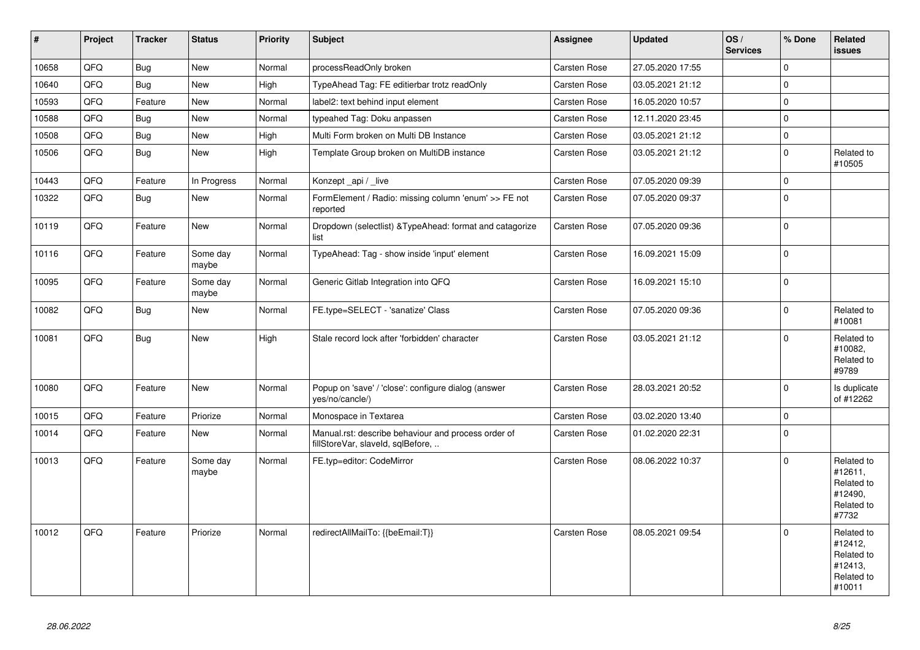| # | Project | Tracker | Status | Priority | Subject | Assignee | Updated | OS / Services | % Done | Related issues |
|---|---|---|---|---|---|---|---|---|---|---|
| 10658 | QFQ | Bug | New | Normal | processReadOnly broken | Carsten Rose | 27.05.2020 17:55 | | 0 | |
| 10640 | QFQ | Bug | New | High | TypeAhead Tag: FE editierbar trotz readOnly | Carsten Rose | 03.05.2021 21:12 | | 0 | |
| 10593 | QFQ | Feature | New | Normal | label2: text behind input element | Carsten Rose | 16.05.2020 10:57 | | 0 | |
| 10588 | QFQ | Bug | New | Normal | typeahed Tag: Doku anpassen | Carsten Rose | 12.11.2020 23:45 | | 0 | |
| 10508 | QFQ | Bug | New | High | Multi Form broken on Multi DB Instance | Carsten Rose | 03.05.2021 21:12 | | 0 | |
| 10506 | QFQ | Bug | New | High | Template Group broken on MultiDB instance | Carsten Rose | 03.05.2021 21:12 | | 0 | Related to #10505 |
| 10443 | QFQ | Feature | In Progress | Normal | Konzept _api / _live | Carsten Rose | 07.05.2020 09:39 | | 0 | |
| 10322 | QFQ | Bug | New | Normal | FormElement / Radio: missing column 'enum' >> FE not reported | Carsten Rose | 07.05.2020 09:37 | | 0 | |
| 10119 | QFQ | Feature | New | Normal | Dropdown (selectlist) &TypeAhead: format and catagorize list | Carsten Rose | 07.05.2020 09:36 | | 0 | |
| 10116 | QFQ | Feature | Some day maybe | Normal | TypeAhead: Tag - show inside 'input' element | Carsten Rose | 16.09.2021 15:09 | | 0 | |
| 10095 | QFQ | Feature | Some day maybe | Normal | Generic Gitlab Integration into QFQ | Carsten Rose | 16.09.2021 15:10 | | 0 | |
| 10082 | QFQ | Bug | New | Normal | FE.type=SELECT - 'sanatize' Class | Carsten Rose | 07.05.2020 09:36 | | 0 | Related to #10081 |
| 10081 | QFQ | Bug | New | High | Stale record lock after 'forbidden' character | Carsten Rose | 03.05.2021 21:12 | | 0 | Related to #10082, Related to #9789 |
| 10080 | QFQ | Feature | New | Normal | Popup on 'save' / 'close': configure dialog (answer yes/no/cancle/) | Carsten Rose | 28.03.2021 20:52 | | 0 | Is duplicate of #12262 |
| 10015 | QFQ | Feature | Priorize | Normal | Monospace in Textarea | Carsten Rose | 03.02.2020 13:40 | | 0 | |
| 10014 | QFQ | Feature | New | Normal | Manual.rst: describe behaviour and process order of fillStoreVar, slaveId, sqlBefore, .. | Carsten Rose | 01.02.2020 22:31 | | 0 | |
| 10013 | QFQ | Feature | Some day maybe | Normal | FE.typ=editor: CodeMirror | Carsten Rose | 08.06.2022 10:37 | | 0 | Related to #12611, Related to #12490, Related to #7732 |
| 10012 | QFQ | Feature | Priorize | Normal | redirectAllMailTo: {{beEmail:T}} | Carsten Rose | 08.05.2021 09:54 | | 0 | Related to #12412, Related to #12413, Related to #10011 |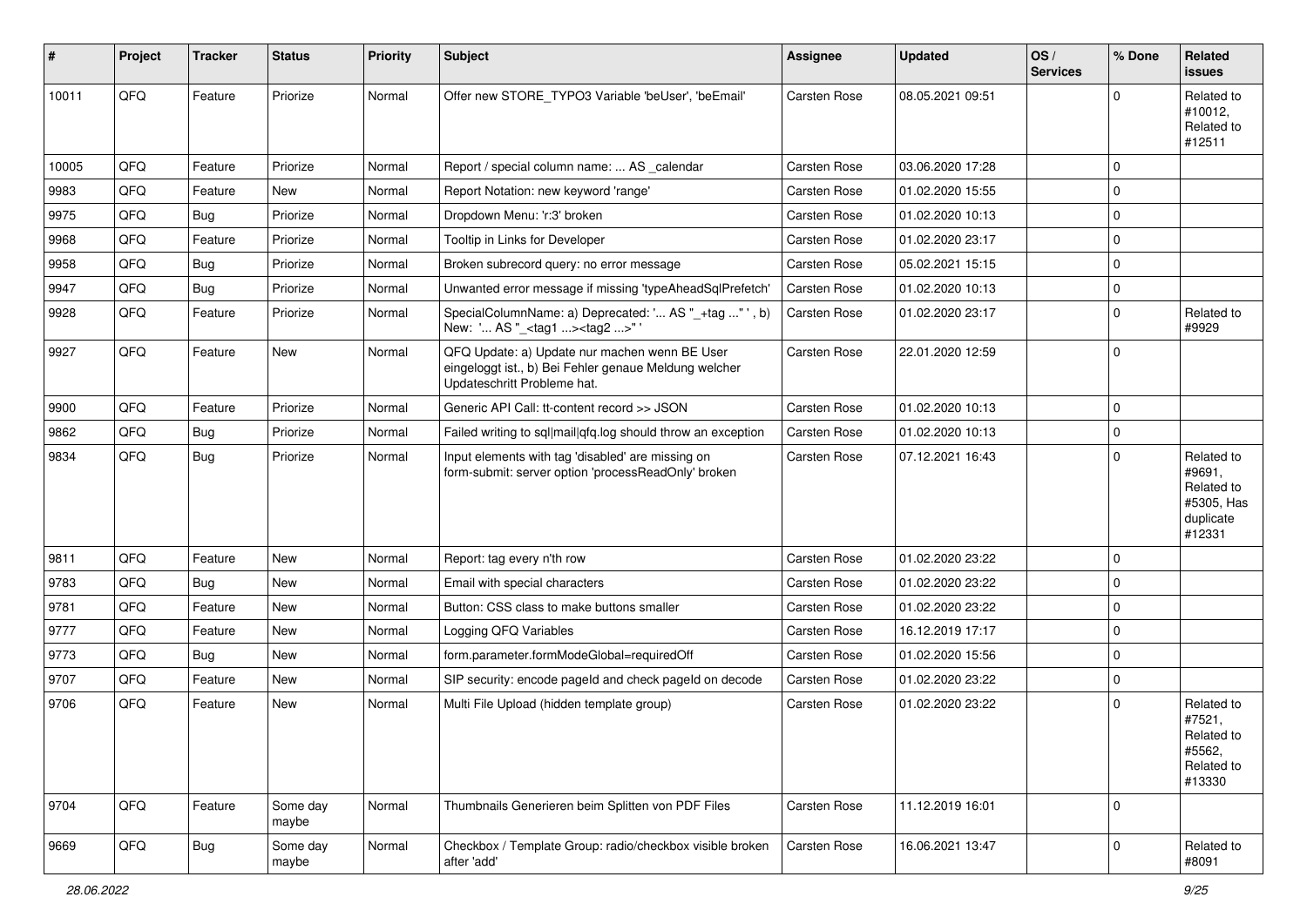| # | Project | Tracker | Status | Priority | Subject | Assignee | Updated | OS / Services | % Done | Related issues |
|---|---|---|---|---|---|---|---|---|---|---|
| 10011 | QFQ | Feature | Priorize | Normal | Offer new STORE_TYPO3 Variable 'beUser', 'beEmail' | Carsten Rose | 08.05.2021 09:51 | | 0 | Related to #10012, Related to #12511 |
| 10005 | QFQ | Feature | Priorize | Normal | Report / special column name: ... AS _calendar | Carsten Rose | 03.06.2020 17:28 | | 0 | |
| 9983 | QFQ | Feature | New | Normal | Report Notation: new keyword 'range' | Carsten Rose | 01.02.2020 15:55 | | 0 | |
| 9975 | QFQ | Bug | Priorize | Normal | Dropdown Menu: 'r:3' broken | Carsten Rose | 01.02.2020 10:13 | | 0 | |
| 9968 | QFQ | Feature | Priorize | Normal | Tooltip in Links for Developer | Carsten Rose | 01.02.2020 23:17 | | 0 | |
| 9958 | QFQ | Bug | Priorize | Normal | Broken subrecord query: no error message | Carsten Rose | 05.02.2021 15:15 | | 0 | |
| 9947 | QFQ | Bug | Priorize | Normal | Unwanted error message if missing 'typeAheadSqlPrefetch' | Carsten Rose | 01.02.2020 10:13 | | 0 | |
| 9928 | QFQ | Feature | Priorize | Normal | SpecialColumnName: a) Deprecated: '... AS "_+tag ..." ', b) New: '... AS "_<tag1 ...><tag2 ...>" ' | Carsten Rose | 01.02.2020 23:17 | | 0 | Related to #9929 |
| 9927 | QFQ | Feature | New | Normal | QFQ Update: a) Update nur machen wenn BE User eingeloggt ist., b) Bei Fehler genaue Meldung welcher Updateschritt Probleme hat. | Carsten Rose | 22.01.2020 12:59 | | 0 | |
| 9900 | QFQ | Feature | Priorize | Normal | Generic API Call: tt-content record >> JSON | Carsten Rose | 01.02.2020 10:13 | | 0 | |
| 9862 | QFQ | Bug | Priorize | Normal | Failed writing to sql\|mail\|qfq.log should throw an exception | Carsten Rose | 01.02.2020 10:13 | | 0 | |
| 9834 | QFQ | Bug | Priorize | Normal | Input elements with tag 'disabled' are missing on form-submit: server option 'processReadOnly' broken | Carsten Rose | 07.12.2021 16:43 | | 0 | Related to #9691, Related to #5305, Has duplicate #12331 |
| 9811 | QFQ | Feature | New | Normal | Report: tag every n'th row | Carsten Rose | 01.02.2020 23:22 | | 0 | |
| 9783 | QFQ | Bug | New | Normal | Email with special characters | Carsten Rose | 01.02.2020 23:22 | | 0 | |
| 9781 | QFQ | Feature | New | Normal | Button: CSS class to make buttons smaller | Carsten Rose | 01.02.2020 23:22 | | 0 | |
| 9777 | QFQ | Feature | New | Normal | Logging QFQ Variables | Carsten Rose | 16.12.2019 17:17 | | 0 | |
| 9773 | QFQ | Bug | New | Normal | form.parameter.formModeGlobal=requiredOff | Carsten Rose | 01.02.2020 15:56 | | 0 | |
| 9707 | QFQ | Feature | New | Normal | SIP security: encode pageId and check pageId on decode | Carsten Rose | 01.02.2020 23:22 | | 0 | |
| 9706 | QFQ | Feature | New | Normal | Multi File Upload (hidden template group) | Carsten Rose | 01.02.2020 23:22 | | 0 | Related to #7521, Related to #5562, Related to #13330 |
| 9704 | QFQ | Feature | Some day maybe | Normal | Thumbnails Generieren beim Splitten von PDF Files | Carsten Rose | 11.12.2019 16:01 | | 0 | |
| 9669 | QFQ | Bug | Some day maybe | Normal | Checkbox / Template Group: radio/checkbox visible broken after 'add' | Carsten Rose | 16.06.2021 13:47 | | 0 | Related to #8091 |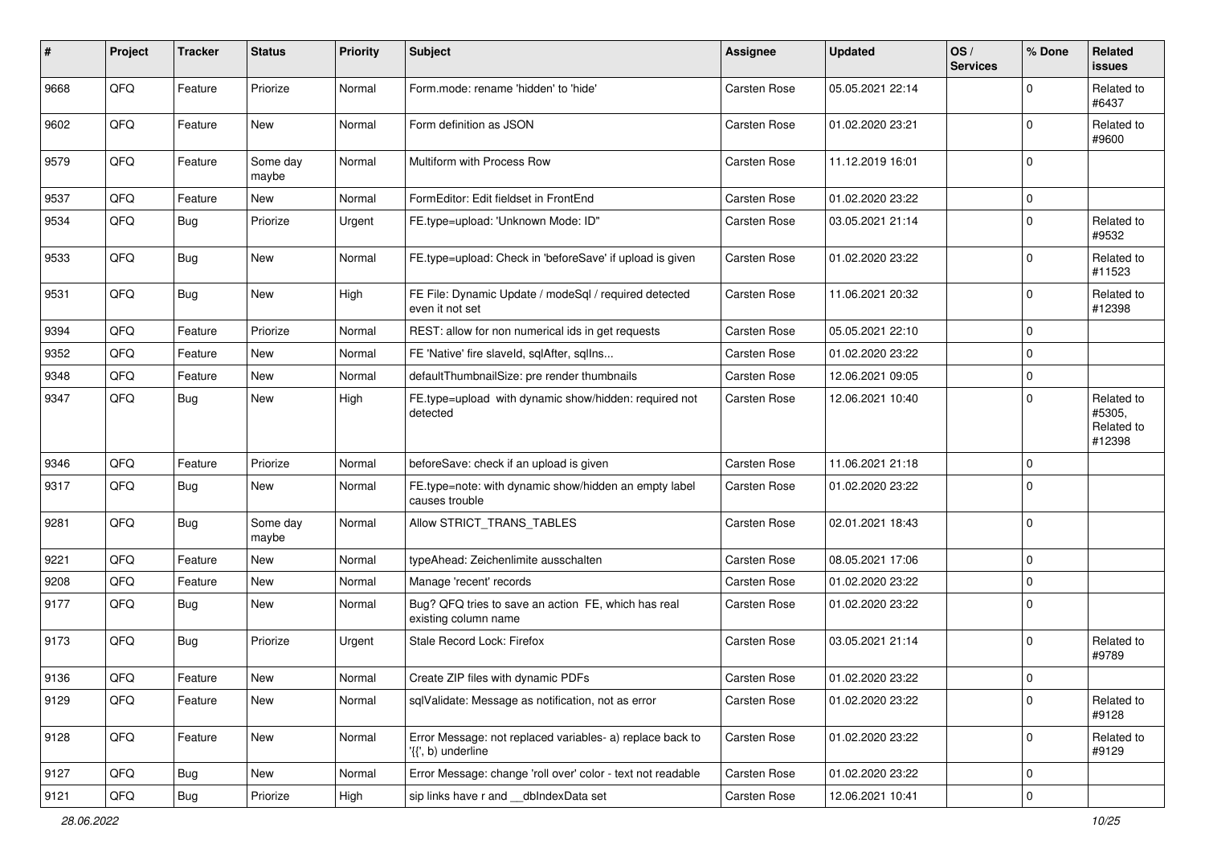| # | Project | Tracker | Status | Priority | Subject | Assignee | Updated | OS / Services | % Done | Related issues |
|---|---|---|---|---|---|---|---|---|---|---|
| 9668 | QFQ | Feature | Priorize | Normal | Form.mode: rename 'hidden' to 'hide' | Carsten Rose | 05.05.2021 22:14 | | 0 | Related to #6437 |
| 9602 | QFQ | Feature | New | Normal | Form definition as JSON | Carsten Rose | 01.02.2020 23:21 | | 0 | Related to #9600 |
| 9579 | QFQ | Feature | Some day maybe | Normal | Multiform with Process Row | Carsten Rose | 11.12.2019 16:01 | | 0 | |
| 9537 | QFQ | Feature | New | Normal | FormEditor: Edit fieldset in FrontEnd | Carsten Rose | 01.02.2020 23:22 | | 0 | |
| 9534 | QFQ | Bug | Priorize | Urgent | FE.type=upload: 'Unknown Mode: ID" | Carsten Rose | 03.05.2021 21:14 | | 0 | Related to #9532 |
| 9533 | QFQ | Bug | New | Normal | FE.type=upload: Check in 'beforeSave' if upload is given | Carsten Rose | 01.02.2020 23:22 | | 0 | Related to #11523 |
| 9531 | QFQ | Bug | New | High | FE File: Dynamic Update / modeSql / required detected even it not set | Carsten Rose | 11.06.2021 20:32 | | 0 | Related to #12398 |
| 9394 | QFQ | Feature | Priorize | Normal | REST: allow for non numerical ids in get requests | Carsten Rose | 05.05.2021 22:10 | | 0 | |
| 9352 | QFQ | Feature | New | Normal | FE 'Native' fire slaveId, sqlAfter, sqlIns... | Carsten Rose | 01.02.2020 23:22 | | 0 | |
| 9348 | QFQ | Feature | New | Normal | defaultThumbnailSize: pre render thumbnails | Carsten Rose | 12.06.2021 09:05 | | 0 | |
| 9347 | QFQ | Bug | New | High | FE.type=upload with dynamic show/hidden: required not detected | Carsten Rose | 12.06.2021 10:40 | | 0 | Related to #5305, Related to #12398 |
| 9346 | QFQ | Feature | Priorize | Normal | beforeSave: check if an upload is given | Carsten Rose | 11.06.2021 21:18 | | 0 | |
| 9317 | QFQ | Bug | New | Normal | FE.type=note: with dynamic show/hidden an empty label causes trouble | Carsten Rose | 01.02.2020 23:22 | | 0 | |
| 9281 | QFQ | Bug | Some day maybe | Normal | Allow STRICT_TRANS_TABLES | Carsten Rose | 02.01.2021 18:43 | | 0 | |
| 9221 | QFQ | Feature | New | Normal | typeAhead: Zeichenlimite ausschalten | Carsten Rose | 08.05.2021 17:06 | | 0 | |
| 9208 | QFQ | Feature | New | Normal | Manage 'recent' records | Carsten Rose | 01.02.2020 23:22 | | 0 | |
| 9177 | QFQ | Bug | New | Normal | Bug? QFQ tries to save an action FE, which has real existing column name | Carsten Rose | 01.02.2020 23:22 | | 0 | |
| 9173 | QFQ | Bug | Priorize | Urgent | Stale Record Lock: Firefox | Carsten Rose | 03.05.2021 21:14 | | 0 | Related to #9789 |
| 9136 | QFQ | Feature | New | Normal | Create ZIP files with dynamic PDFs | Carsten Rose | 01.02.2020 23:22 | | 0 | |
| 9129 | QFQ | Feature | New | Normal | sqlValidate: Message as notification, not as error | Carsten Rose | 01.02.2020 23:22 | | 0 | Related to #9128 |
| 9128 | QFQ | Feature | New | Normal | Error Message: not replaced variables- a) replace back to '{{', b) underline | Carsten Rose | 01.02.2020 23:22 | | 0 | Related to #9129 |
| 9127 | QFQ | Bug | New | Normal | Error Message: change 'roll over' color - text not readable | Carsten Rose | 01.02.2020 23:22 | | 0 | |
| 9121 | QFQ | Bug | Priorize | High | sip links have r and __dbIndexData set | Carsten Rose | 12.06.2021 10:41 | | 0 | |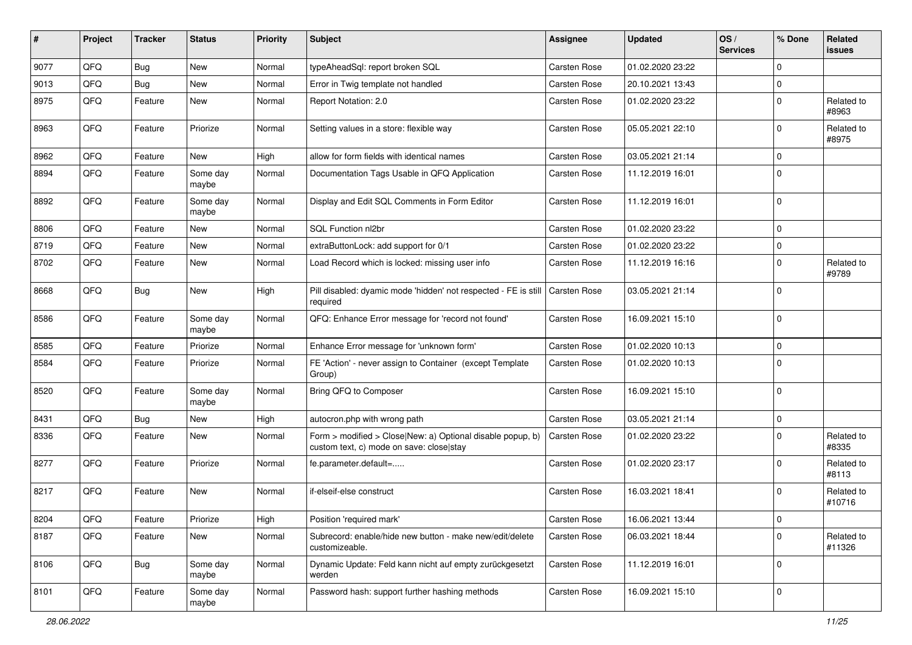| # | Project | Tracker | Status | Priority | Subject | Assignee | Updated | OS / Services | % Done | Related issues |
|---|---|---|---|---|---|---|---|---|---|---|
| 9077 | QFQ | Bug | New | Normal | typeAheadSql: report broken SQL | Carsten Rose | 01.02.2020 23:22 | | 0 | |
| 9013 | QFQ | Bug | New | Normal | Error in Twig template not handled | Carsten Rose | 20.10.2021 13:43 | | 0 | |
| 8975 | QFQ | Feature | New | Normal | Report Notation: 2.0 | Carsten Rose | 01.02.2020 23:22 | | 0 | Related to #8963 |
| 8963 | QFQ | Feature | Priorize | Normal | Setting values in a store: flexible way | Carsten Rose | 05.05.2021 22:10 | | 0 | Related to #8975 |
| 8962 | QFQ | Feature | New | High | allow for form fields with identical names | Carsten Rose | 03.05.2021 21:14 | | 0 | |
| 8894 | QFQ | Feature | Some day maybe | Normal | Documentation Tags Usable in QFQ Application | Carsten Rose | 11.12.2019 16:01 | | 0 | |
| 8892 | QFQ | Feature | Some day maybe | Normal | Display and Edit SQL Comments in Form Editor | Carsten Rose | 11.12.2019 16:01 | | 0 | |
| 8806 | QFQ | Feature | New | Normal | SQL Function nl2br | Carsten Rose | 01.02.2020 23:22 | | 0 | |
| 8719 | QFQ | Feature | New | Normal | extraButtonLock: add support for 0/1 | Carsten Rose | 01.02.2020 23:22 | | 0 | |
| 8702 | QFQ | Feature | New | Normal | Load Record which is locked: missing user info | Carsten Rose | 11.12.2019 16:16 | | 0 | Related to #9789 |
| 8668 | QFQ | Bug | New | High | Pill disabled: dyamic mode 'hidden' not respected - FE is still required | Carsten Rose | 03.05.2021 21:14 | | 0 | |
| 8586 | QFQ | Feature | Some day maybe | Normal | QFQ: Enhance Error message for 'record not found' | Carsten Rose | 16.09.2021 15:10 | | 0 | |
| 8585 | QFQ | Feature | Priorize | Normal | Enhance Error message for 'unknown form' | Carsten Rose | 01.02.2020 10:13 | | 0 | |
| 8584 | QFQ | Feature | Priorize | Normal | FE 'Action' - never assign to Container (except Template Group) | Carsten Rose | 01.02.2020 10:13 | | 0 | |
| 8520 | QFQ | Feature | Some day maybe | Normal | Bring QFQ to Composer | Carsten Rose | 16.09.2021 15:10 | | 0 | |
| 8431 | QFQ | Bug | New | High | autocron.php with wrong path | Carsten Rose | 03.05.2021 21:14 | | 0 | |
| 8336 | QFQ | Feature | New | Normal | Form > modified > Close\|New: a) Optional disable popup, b) custom text, c) mode on save: close\|stay | Carsten Rose | 01.02.2020 23:22 | | 0 | Related to #8335 |
| 8277 | QFQ | Feature | Priorize | Normal | fe.parameter.default=..... | Carsten Rose | 01.02.2020 23:17 | | 0 | Related to #8113 |
| 8217 | QFQ | Feature | New | Normal | if-elseif-else construct | Carsten Rose | 16.03.2021 18:41 | | 0 | Related to #10716 |
| 8204 | QFQ | Feature | Priorize | High | Position 'required mark' | Carsten Rose | 16.06.2021 13:44 | | 0 | |
| 8187 | QFQ | Feature | New | Normal | Subrecord: enable/hide new button - make new/edit/delete customizeable. | Carsten Rose | 06.03.2021 18:44 | | 0 | Related to #11326 |
| 8106 | QFQ | Bug | Some day maybe | Normal | Dynamic Update: Feld kann nicht auf empty zurückgesetzt werden | Carsten Rose | 11.12.2019 16:01 | | 0 | |
| 8101 | QFQ | Feature | Some day maybe | Normal | Password hash: support further hashing methods | Carsten Rose | 16.09.2021 15:10 | | 0 | |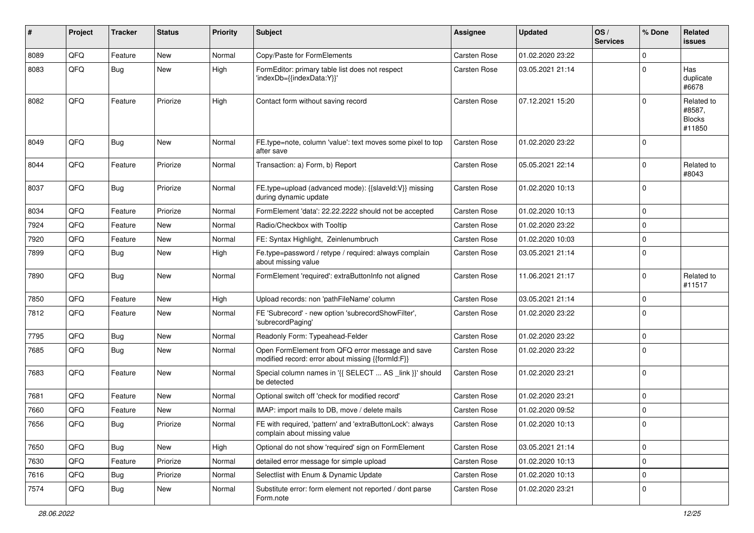| # | Project | Tracker | Status | Priority | Subject | Assignee | Updated | OS / Services | % Done | Related issues |
|---|---|---|---|---|---|---|---|---|---|---|
| 8089 | QFQ | Feature | New | Normal | Copy/Paste for FormElements | Carsten Rose | 01.02.2020 23:22 | | 0 | |
| 8083 | QFQ | Bug | New | High | FormEditor: primary table list does not respect 'indexDb={{indexData:Y}}' | Carsten Rose | 03.05.2021 21:14 | | 0 | Has duplicate #6678 |
| 8082 | QFQ | Feature | Priorize | High | Contact form without saving record | Carsten Rose | 07.12.2021 15:20 | | 0 | Related to #8587, Blocks #11850 |
| 8049 | QFQ | Bug | New | Normal | FE.type=note, column 'value': text moves some pixel to top after save | Carsten Rose | 01.02.2020 23:22 | | 0 | |
| 8044 | QFQ | Feature | Priorize | Normal | Transaction: a) Form, b) Report | Carsten Rose | 05.05.2021 22:14 | | 0 | Related to #8043 |
| 8037 | QFQ | Bug | Priorize | Normal | FE.type=upload (advanced mode): {{slaveId:V}} missing during dynamic update | Carsten Rose | 01.02.2020 10:13 | | 0 | |
| 8034 | QFQ | Feature | Priorize | Normal | FormElement 'data': 22.22.2222 should not be accepted | Carsten Rose | 01.02.2020 10:13 | | 0 | |
| 7924 | QFQ | Feature | New | Normal | Radio/Checkbox with Tooltip | Carsten Rose | 01.02.2020 23:22 | | 0 | |
| 7920 | QFQ | Feature | New | Normal | FE: Syntax Highlight, Zeinlenumbruch | Carsten Rose | 01.02.2020 10:03 | | 0 | |
| 7899 | QFQ | Bug | New | High | Fe.type=password / retype / required: always complain about missing value | Carsten Rose | 03.05.2021 21:14 | | 0 | |
| 7890 | QFQ | Bug | New | Normal | FormElement 'required': extraButtonInfo not aligned | Carsten Rose | 11.06.2021 21:17 | | 0 | Related to #11517 |
| 7850 | QFQ | Feature | New | High | Upload records: non 'pathFileName' column | Carsten Rose | 03.05.2021 21:14 | | 0 | |
| 7812 | QFQ | Feature | New | Normal | FE 'Subrecord' - new option 'subrecordShowFilter', 'subrecordPaging' | Carsten Rose | 01.02.2020 23:22 | | 0 | |
| 7795 | QFQ | Bug | New | Normal | Readonly Form: Typeahead-Felder | Carsten Rose | 01.02.2020 23:22 | | 0 | |
| 7685 | QFQ | Bug | New | Normal | Open FormElement from QFQ error message and save modified record: error about missing {{formId:F}} | Carsten Rose | 01.02.2020 23:22 | | 0 | |
| 7683 | QFQ | Feature | New | Normal | Special column names in '{{ SELECT ... AS _link }}' should be detected | Carsten Rose | 01.02.2020 23:21 | | 0 | |
| 7681 | QFQ | Feature | New | Normal | Optional switch off 'check for modified record' | Carsten Rose | 01.02.2020 23:21 | | 0 | |
| 7660 | QFQ | Feature | New | Normal | IMAP: import mails to DB, move / delete mails | Carsten Rose | 01.02.2020 09:52 | | 0 | |
| 7656 | QFQ | Bug | Priorize | Normal | FE with required, 'pattern' and 'extraButtonLock': always complain about missing value | Carsten Rose | 01.02.2020 10:13 | | 0 | |
| 7650 | QFQ | Bug | New | High | Optional do not show 'required' sign on FormElement | Carsten Rose | 03.05.2021 21:14 | | 0 | |
| 7630 | QFQ | Feature | Priorize | Normal | detailed error message for simple upload | Carsten Rose | 01.02.2020 10:13 | | 0 | |
| 7616 | QFQ | Bug | Priorize | Normal | Selectlist with Enum & Dynamic Update | Carsten Rose | 01.02.2020 10:13 | | 0 | |
| 7574 | QFQ | Bug | New | Normal | Substitute error: form element not reported / dont parse Form.note | Carsten Rose | 01.02.2020 23:21 | | 0 | |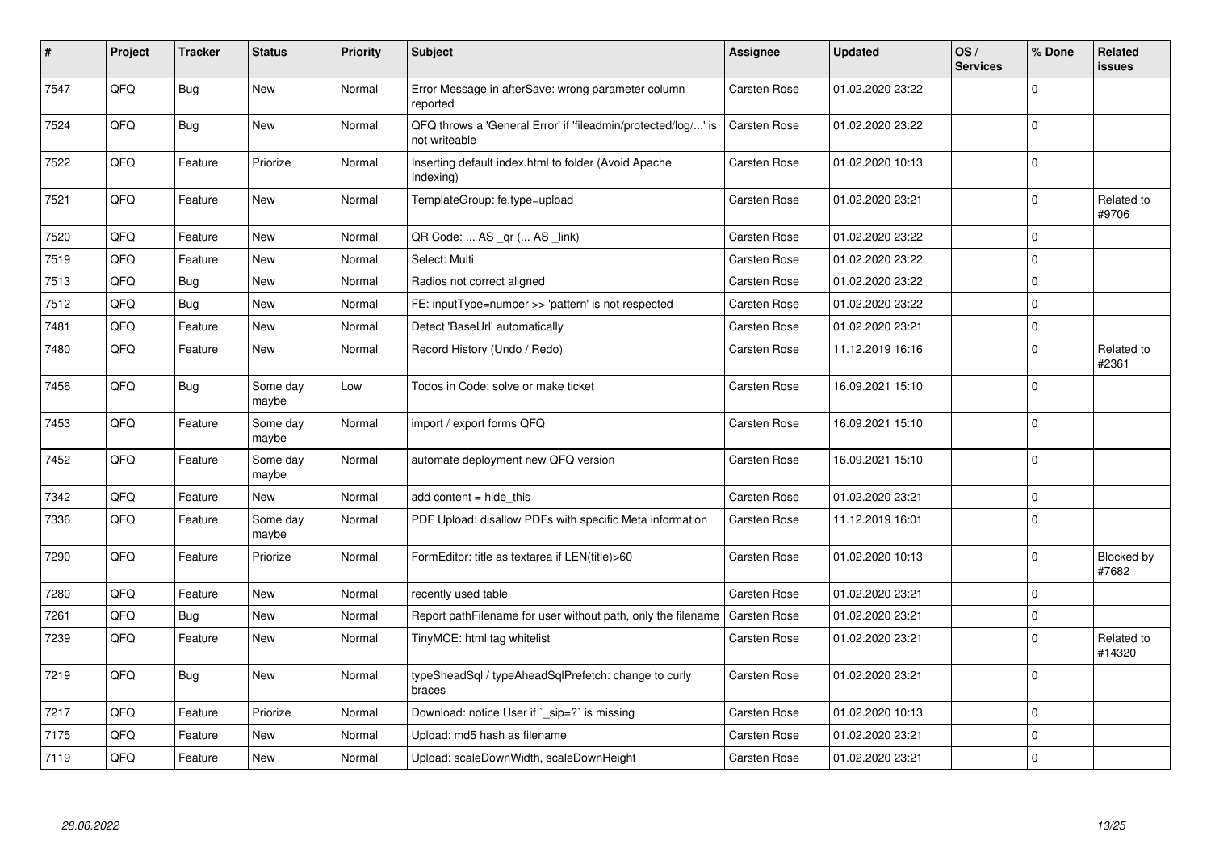| # | Project | Tracker | Status | Priority | Subject | Assignee | Updated | OS / Services | % Done | Related issues |
|---|---|---|---|---|---|---|---|---|---|---|
| 7547 | QFQ | Bug | New | Normal | Error Message in afterSave: wrong parameter column reported | Carsten Rose | 01.02.2020 23:22 | | 0 | |
| 7524 | QFQ | Bug | New | Normal | QFQ throws a 'General Error' if 'fileadmin/protected/log/...' is not writeable | Carsten Rose | 01.02.2020 23:22 | | 0 | |
| 7522 | QFQ | Feature | Priorize | Normal | Inserting default index.html to folder (Avoid Apache Indexing) | Carsten Rose | 01.02.2020 10:13 | | 0 | |
| 7521 | QFQ | Feature | New | Normal | TemplateGroup: fe.type=upload | Carsten Rose | 01.02.2020 23:21 | | 0 | Related to #9706 |
| 7520 | QFQ | Feature | New | Normal | QR Code: ... AS _qr ( ... AS _link) | Carsten Rose | 01.02.2020 23:22 | | 0 | |
| 7519 | QFQ | Feature | New | Normal | Select: Multi | Carsten Rose | 01.02.2020 23:22 | | 0 | |
| 7513 | QFQ | Bug | New | Normal | Radios not correct aligned | Carsten Rose | 01.02.2020 23:22 | | 0 | |
| 7512 | QFQ | Bug | New | Normal | FE: inputType=number >> 'pattern' is not respected | Carsten Rose | 01.02.2020 23:22 | | 0 | |
| 7481 | QFQ | Feature | New | Normal | Detect 'BaseUrl' automatically | Carsten Rose | 01.02.2020 23:21 | | 0 | |
| 7480 | QFQ | Feature | New | Normal | Record History (Undo / Redo) | Carsten Rose | 11.12.2019 16:16 | | 0 | Related to #2361 |
| 7456 | QFQ | Bug | Some day maybe | Low | Todos in Code: solve or make ticket | Carsten Rose | 16.09.2021 15:10 | | 0 | |
| 7453 | QFQ | Feature | Some day maybe | Normal | import / export forms QFQ | Carsten Rose | 16.09.2021 15:10 | | 0 | |
| 7452 | QFQ | Feature | Some day maybe | Normal | automate deployment new QFQ version | Carsten Rose | 16.09.2021 15:10 | | 0 | |
| 7342 | QFQ | Feature | New | Normal | add content = hide_this | Carsten Rose | 01.02.2020 23:21 | | 0 | |
| 7336 | QFQ | Feature | Some day maybe | Normal | PDF Upload: disallow PDFs with specific Meta information | Carsten Rose | 11.12.2019 16:01 | | 0 | |
| 7290 | QFQ | Feature | Priorize | Normal | FormEditor: title as textarea if LEN(title)>60 | Carsten Rose | 01.02.2020 10:13 | | 0 | Blocked by #7682 |
| 7280 | QFQ | Feature | New | Normal | recently used table | Carsten Rose | 01.02.2020 23:21 | | 0 | |
| 7261 | QFQ | Bug | New | Normal | Report pathFilename for user without path, only the filename | Carsten Rose | 01.02.2020 23:21 | | 0 | |
| 7239 | QFQ | Feature | New | Normal | TinyMCE: html tag whitelist | Carsten Rose | 01.02.2020 23:21 | | 0 | Related to #14320 |
| 7219 | QFQ | Bug | New | Normal | typeSheadSql / typeAheadSqlPrefetch: change to curly braces | Carsten Rose | 01.02.2020 23:21 | | 0 | |
| 7217 | QFQ | Feature | Priorize | Normal | Download: notice User if `_sip=?` is missing | Carsten Rose | 01.02.2020 10:13 | | 0 | |
| 7175 | QFQ | Feature | New | Normal | Upload: md5 hash as filename | Carsten Rose | 01.02.2020 23:21 | | 0 | |
| 7119 | QFQ | Feature | New | Normal | Upload: scaleDownWidth, scaleDownHeight | Carsten Rose | 01.02.2020 23:21 | | 0 | |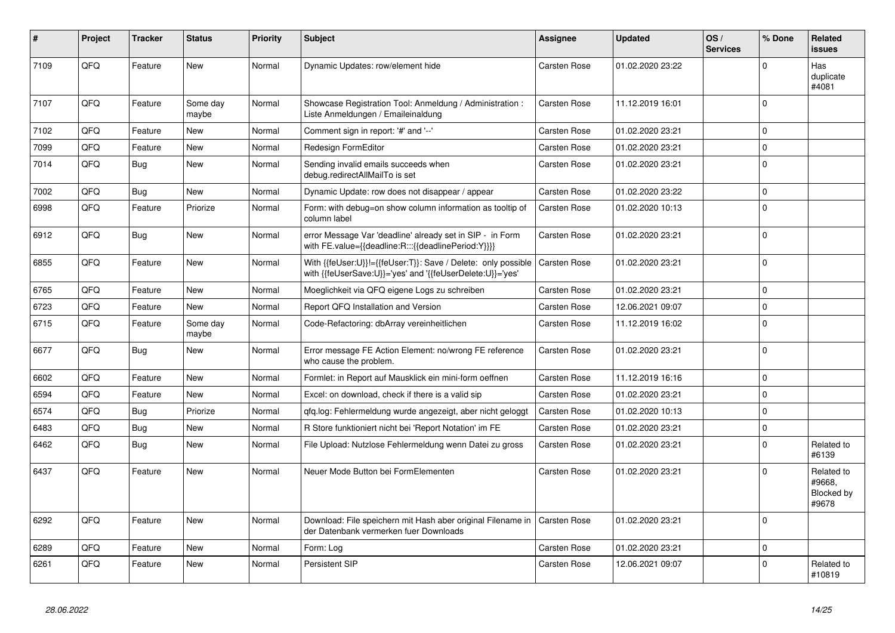| # | Project | Tracker | Status | Priority | Subject | Assignee | Updated | OS / Services | % Done | Related issues |
|---|---|---|---|---|---|---|---|---|---|---|
| 7109 | QFQ | Feature | New | Normal | Dynamic Updates: row/element hide | Carsten Rose | 01.02.2020 23:22 | | 0 | Has duplicate #4081 |
| 7107 | QFQ | Feature | Some day maybe | Normal | Showcase Registration Tool: Anmeldung / Administration : Liste Anmeldungen / Emaileinaldung | Carsten Rose | 11.12.2019 16:01 | | 0 | |
| 7102 | QFQ | Feature | New | Normal | Comment sign in report: '#' and '--' | Carsten Rose | 01.02.2020 23:21 | | 0 | |
| 7099 | QFQ | Feature | New | Normal | Redesign FormEditor | Carsten Rose | 01.02.2020 23:21 | | 0 | |
| 7014 | QFQ | Bug | New | Normal | Sending invalid emails succeeds when debug.redirectAllMailTo is set | Carsten Rose | 01.02.2020 23:21 | | 0 | |
| 7002 | QFQ | Bug | New | Normal | Dynamic Update: row does not disappear / appear | Carsten Rose | 01.02.2020 23:22 | | 0 | |
| 6998 | QFQ | Feature | Priorize | Normal | Form: with debug=on show column information as tooltip of column label | Carsten Rose | 01.02.2020 10:13 | | 0 | |
| 6912 | QFQ | Bug | New | Normal | error Message Var 'deadline' already set in SIP - in Form with FE.value={{deadline:R:::{{deadlinePeriod:Y}}}} | Carsten Rose | 01.02.2020 23:21 | | 0 | |
| 6855 | QFQ | Feature | New | Normal | With {{feUser:U}}!={{feUser:T}}: Save / Delete: only possible with {{feUserSave:U}}='yes' and '{{feUserDelete:U}}='yes' | Carsten Rose | 01.02.2020 23:21 | | 0 | |
| 6765 | QFQ | Feature | New | Normal | Moeglichkeit via QFQ eigene Logs zu schreiben | Carsten Rose | 01.02.2020 23:21 | | 0 | |
| 6723 | QFQ | Feature | New | Normal | Report QFQ Installation and Version | Carsten Rose | 12.06.2021 09:07 | | 0 | |
| 6715 | QFQ | Feature | Some day maybe | Normal | Code-Refactoring: dbArray vereinheitlichen | Carsten Rose | 11.12.2019 16:02 | | 0 | |
| 6677 | QFQ | Bug | New | Normal | Error message FE Action Element: no/wrong FE reference who cause the problem. | Carsten Rose | 01.02.2020 23:21 | | 0 | |
| 6602 | QFQ | Feature | New | Normal | Formlet: in Report auf Mausklick ein mini-form oeffnen | Carsten Rose | 11.12.2019 16:16 | | 0 | |
| 6594 | QFQ | Feature | New | Normal | Excel: on download, check if there is a valid sip | Carsten Rose | 01.02.2020 23:21 | | 0 | |
| 6574 | QFQ | Bug | Priorize | Normal | qfq.log: Fehlermeldung wurde angezeigt, aber nicht geloggt | Carsten Rose | 01.02.2020 10:13 | | 0 | |
| 6483 | QFQ | Bug | New | Normal | R Store funktioniert nicht bei 'Report Notation' im FE | Carsten Rose | 01.02.2020 23:21 | | 0 | |
| 6462 | QFQ | Bug | New | Normal | File Upload: Nutzlose Fehlermeldung wenn Datei zu gross | Carsten Rose | 01.02.2020 23:21 | | 0 | Related to #6139 |
| 6437 | QFQ | Feature | New | Normal | Neuer Mode Button bei FormElementen | Carsten Rose | 01.02.2020 23:21 | | 0 | Related to #9668, Blocked by #9678 |
| 6292 | QFQ | Feature | New | Normal | Download: File speichern mit Hash aber original Filename in der Datenbank vermerken fuer Downloads | Carsten Rose | 01.02.2020 23:21 | | 0 | |
| 6289 | QFQ | Feature | New | Normal | Form: Log | Carsten Rose | 01.02.2020 23:21 | | 0 | |
| 6261 | QFQ | Feature | New | Normal | Persistent SIP | Carsten Rose | 12.06.2021 09:07 | | 0 | Related to #10819 |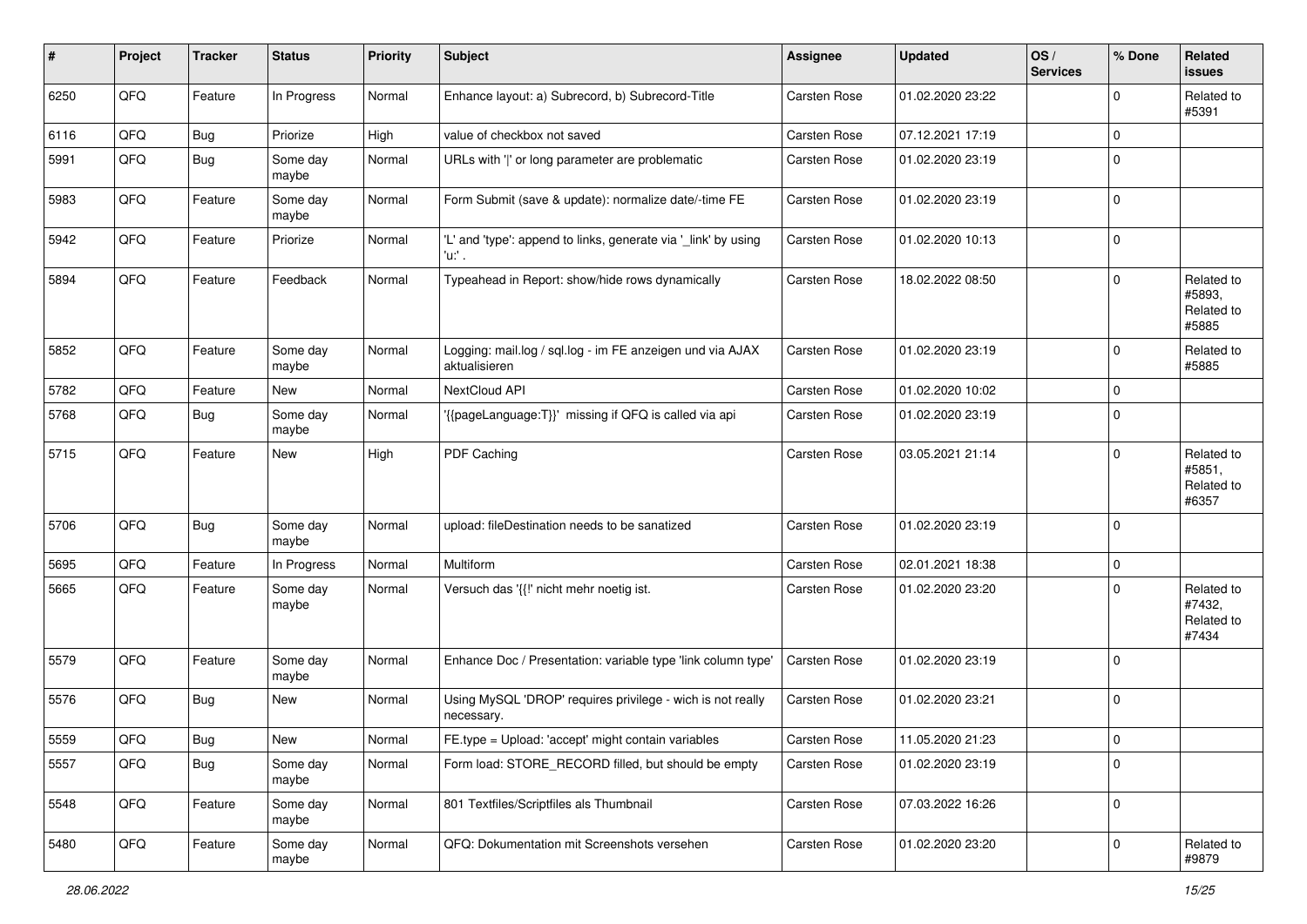| # | Project | Tracker | Status | Priority | Subject | Assignee | Updated | OS / Services | % Done | Related issues |
|---|---|---|---|---|---|---|---|---|---|---|
| 6250 | QFQ | Feature | In Progress | Normal | Enhance layout: a) Subrecord, b) Subrecord-Title | Carsten Rose | 01.02.2020 23:22 | | 0 | Related to #5391 |
| 6116 | QFQ | Bug | Priorize | High | value of checkbox not saved | Carsten Rose | 07.12.2021 17:19 | | 0 | |
| 5991 | QFQ | Bug | Some day maybe | Normal | URLs with '\|' or long parameter are problematic | Carsten Rose | 01.02.2020 23:19 | | 0 | |
| 5983 | QFQ | Feature | Some day maybe | Normal | Form Submit (save & update): normalize date/-time FE | Carsten Rose | 01.02.2020 23:19 | | 0 | |
| 5942 | QFQ | Feature | Priorize | Normal | 'L' and 'type': append to links, generate via '_link' by using 'u:' . | Carsten Rose | 01.02.2020 10:13 | | 0 | |
| 5894 | QFQ | Feature | Feedback | Normal | Typeahead in Report: show/hide rows dynamically | Carsten Rose | 18.02.2022 08:50 | | 0 | Related to #5893, Related to #5885 |
| 5852 | QFQ | Feature | Some day maybe | Normal | Logging: mail.log / sql.log - im FE anzeigen und via AJAX aktualisieren | Carsten Rose | 01.02.2020 23:19 | | 0 | Related to #5885 |
| 5782 | QFQ | Feature | New | Normal | NextCloud API | Carsten Rose | 01.02.2020 10:02 | | 0 | |
| 5768 | QFQ | Bug | Some day maybe | Normal | '{{pageLanguage:T}}' missing if QFQ is called via api | Carsten Rose | 01.02.2020 23:19 | | 0 | |
| 5715 | QFQ | Feature | New | High | PDF Caching | Carsten Rose | 03.05.2021 21:14 | | 0 | Related to #5851, Related to #6357 |
| 5706 | QFQ | Bug | Some day maybe | Normal | upload: fileDestination needs to be sanatized | Carsten Rose | 01.02.2020 23:19 | | 0 | |
| 5695 | QFQ | Feature | In Progress | Normal | Multiform | Carsten Rose | 02.01.2021 18:38 | | 0 | |
| 5665 | QFQ | Feature | Some day maybe | Normal | Versuch das '{{!' nicht mehr noetig ist. | Carsten Rose | 01.02.2020 23:20 | | 0 | Related to #7432, Related to #7434 |
| 5579 | QFQ | Feature | Some day maybe | Normal | Enhance Doc / Presentation: variable type 'link column type' | Carsten Rose | 01.02.2020 23:19 | | 0 | |
| 5576 | QFQ | Bug | New | Normal | Using MySQL 'DROP' requires privilege - wich is not really necessary. | Carsten Rose | 01.02.2020 23:21 | | 0 | |
| 5559 | QFQ | Bug | New | Normal | FE.type = Upload: 'accept' might contain variables | Carsten Rose | 11.05.2020 21:23 | | 0 | |
| 5557 | QFQ | Bug | Some day maybe | Normal | Form load: STORE_RECORD filled, but should be empty | Carsten Rose | 01.02.2020 23:19 | | 0 | |
| 5548 | QFQ | Feature | Some day maybe | Normal | 801 Textfiles/Scriptfiles als Thumbnail | Carsten Rose | 07.03.2022 16:26 | | 0 | |
| 5480 | QFQ | Feature | Some day maybe | Normal | QFQ: Dokumentation mit Screenshots versehen | Carsten Rose | 01.02.2020 23:20 | | 0 | Related to #9879 |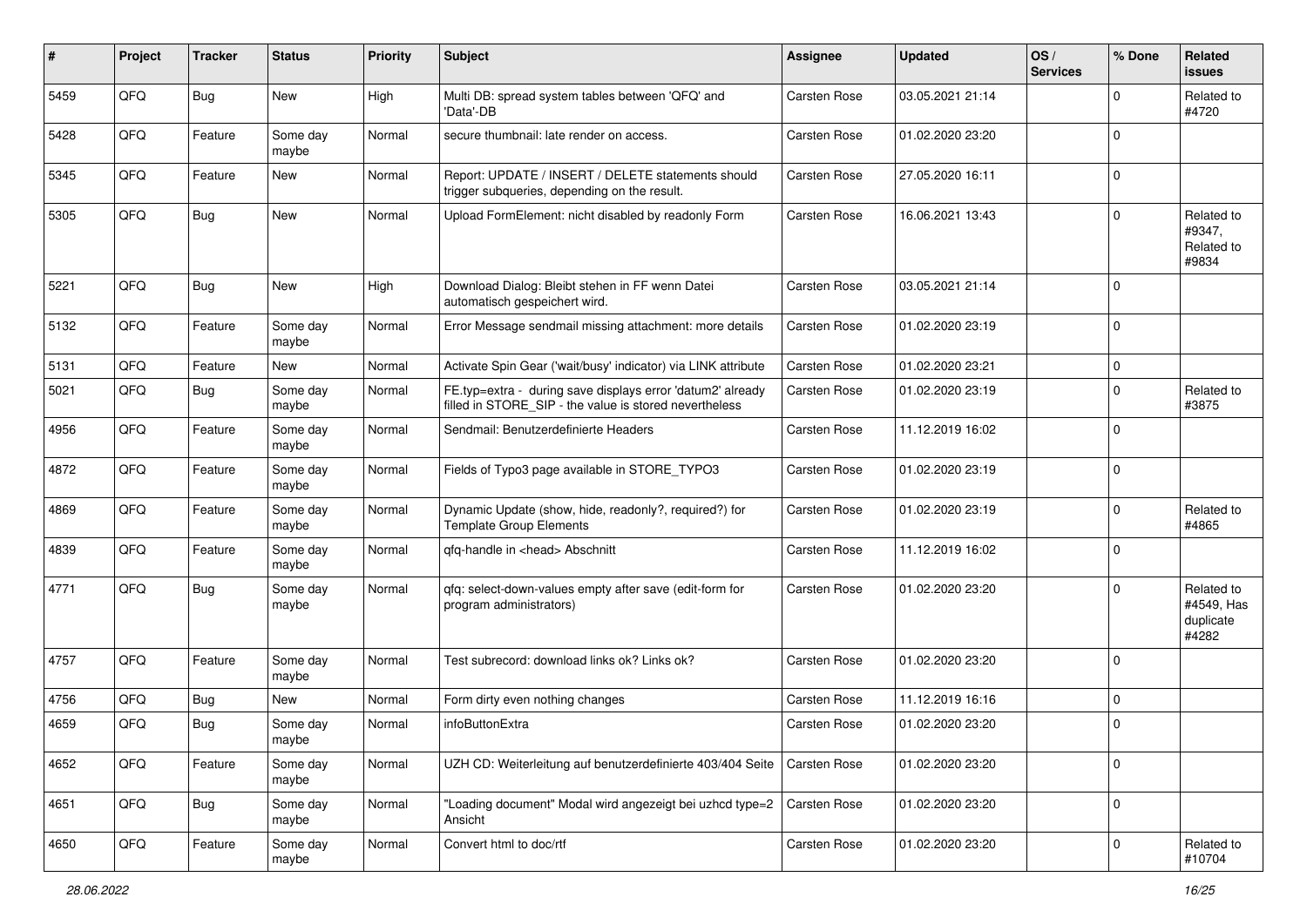| # | Project | Tracker | Status | Priority | Subject | Assignee | Updated | OS / Services | % Done | Related issues |
|---|---|---|---|---|---|---|---|---|---|---|
| 5459 | QFQ | Bug | New | High | Multi DB: spread system tables between 'QFQ' and 'Data'-DB | Carsten Rose | 03.05.2021 21:14 | | 0 | Related to #4720 |
| 5428 | QFQ | Feature | Some day maybe | Normal | secure thumbnail: late render on access. | Carsten Rose | 01.02.2020 23:20 | | 0 | |
| 5345 | QFQ | Feature | New | Normal | Report: UPDATE / INSERT / DELETE statements should trigger subqueries, depending on the result. | Carsten Rose | 27.05.2020 16:11 | | 0 | |
| 5305 | QFQ | Bug | New | Normal | Upload FormElement: nicht disabled by readonly Form | Carsten Rose | 16.06.2021 13:43 | | 0 | Related to #9347, Related to #9834 |
| 5221 | QFQ | Bug | New | High | Download Dialog: Bleibt stehen in FF wenn Datei automatisch gespeichert wird. | Carsten Rose | 03.05.2021 21:14 | | 0 | |
| 5132 | QFQ | Feature | Some day maybe | Normal | Error Message sendmail missing attachment: more details | Carsten Rose | 01.02.2020 23:19 | | 0 | |
| 5131 | QFQ | Feature | New | Normal | Activate Spin Gear ('wait/busy' indicator) via LINK attribute | Carsten Rose | 01.02.2020 23:21 | | 0 | |
| 5021 | QFQ | Bug | Some day maybe | Normal | FE.typ=extra - during save displays error 'datum2' already filled in STORE_SIP - the value is stored nevertheless | Carsten Rose | 01.02.2020 23:19 | | 0 | Related to #3875 |
| 4956 | QFQ | Feature | Some day maybe | Normal | Sendmail: Benutzerdefinierte Headers | Carsten Rose | 11.12.2019 16:02 | | 0 | |
| 4872 | QFQ | Feature | Some day maybe | Normal | Fields of Typo3 page available in STORE_TYPO3 | Carsten Rose | 01.02.2020 23:19 | | 0 | |
| 4869 | QFQ | Feature | Some day maybe | Normal | Dynamic Update (show, hide, readonly?, required?) for Template Group Elements | Carsten Rose | 01.02.2020 23:19 | | 0 | Related to #4865 |
| 4839 | QFQ | Feature | Some day maybe | Normal | qfq-handle in <head> Abschnitt | Carsten Rose | 11.12.2019 16:02 | | 0 | |
| 4771 | QFQ | Bug | Some day maybe | Normal | qfq: select-down-values empty after save (edit-form for program administrators) | Carsten Rose | 01.02.2020 23:20 | | 0 | Related to #4549, Has duplicate #4282 |
| 4757 | QFQ | Feature | Some day maybe | Normal | Test subrecord: download links ok? Links ok? | Carsten Rose | 01.02.2020 23:20 | | 0 | |
| 4756 | QFQ | Bug | New | Normal | Form dirty even nothing changes | Carsten Rose | 11.12.2019 16:16 | | 0 | |
| 4659 | QFQ | Bug | Some day maybe | Normal | infoButtonExtra | Carsten Rose | 01.02.2020 23:20 | | 0 | |
| 4652 | QFQ | Feature | Some day maybe | Normal | UZH CD: Weiterleitung auf benutzerdefinierte 403/404 Seite | Carsten Rose | 01.02.2020 23:20 | | 0 | |
| 4651 | QFQ | Bug | Some day maybe | Normal | "Loading document" Modal wird angezeigt bei uzhcd type=2 Ansicht | Carsten Rose | 01.02.2020 23:20 | | 0 | |
| 4650 | QFQ | Feature | Some day maybe | Normal | Convert html to doc/rtf | Carsten Rose | 01.02.2020 23:20 | | 0 | Related to #10704 |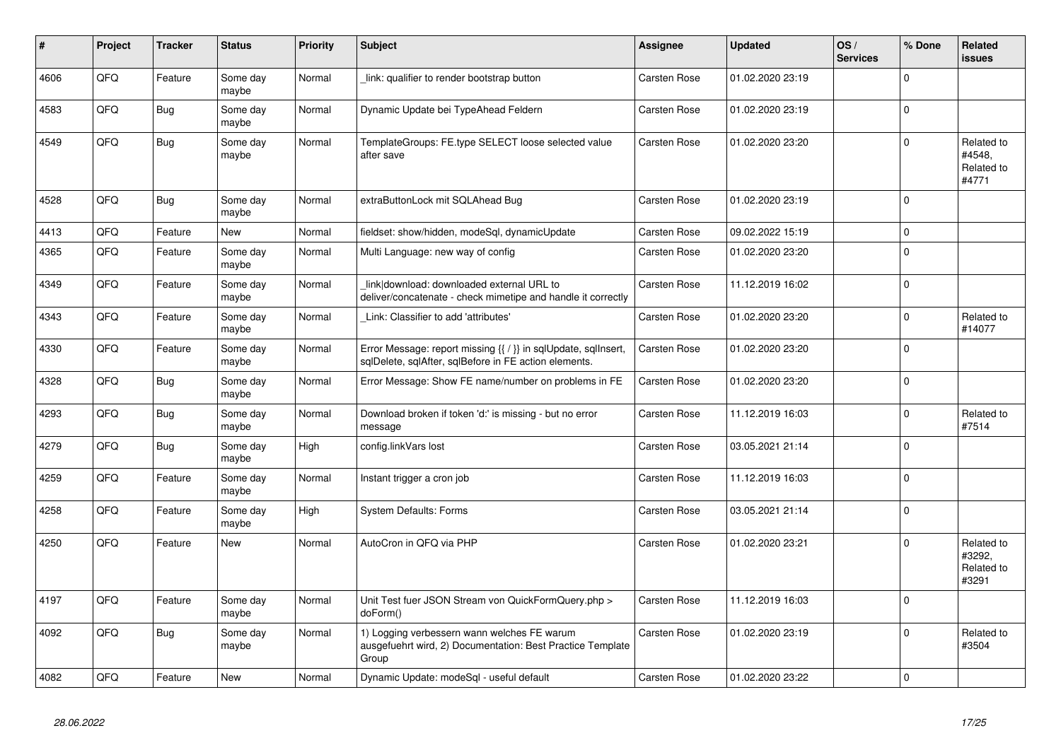| # | Project | Tracker | Status | Priority | Subject | Assignee | Updated | OS / Services | % Done | Related issues |
|---|---|---|---|---|---|---|---|---|---|---|
| 4606 | QFO | Feature | Some day maybe | Normal | _link: qualifier to render bootstrap button | Carsten Rose | 01.02.2020 23:19 | | 0 | |
| 4583 | QFQ | Bug | Some day maybe | Normal | Dynamic Update bei TypeAhead Feldern | Carsten Rose | 01.02.2020 23:19 | | 0 | |
| 4549 | QFQ | Bug | Some day maybe | Normal | TemplateGroups: FE.type SELECT loose selected value after save | Carsten Rose | 01.02.2020 23:20 | | 0 | Related to #4548, Related to #4771 |
| 4528 | QFQ | Bug | Some day maybe | Normal | extraButtonLock mit SQLAhead Bug | Carsten Rose | 01.02.2020 23:19 | | 0 | |
| 4413 | QFQ | Feature | New | Normal | fieldset: show/hidden, modeSql, dynamicUpdate | Carsten Rose | 09.02.2022 15:19 | | 0 | |
| 4365 | QFQ | Feature | Some day maybe | Normal | Multi Language: new way of config | Carsten Rose | 01.02.2020 23:20 | | 0 | |
| 4349 | QFQ | Feature | Some day maybe | Normal | link\|download: downloaded external URL to deliver/concatenate - check mimetipe and handle it correctly | Carsten Rose | 11.12.2019 16:02 | | 0 | |
| 4343 | QFQ | Feature | Some day maybe | Normal | _Link: Classifier to add 'attributes' | Carsten Rose | 01.02.2020 23:20 | | 0 | Related to #14077 |
| 4330 | QFQ | Feature | Some day maybe | Normal | Error Message: report missing {{ / }} in sqlUpdate, sqlInsert, sqlDelete, sqlAfter, sqlBefore in FE action elements. | Carsten Rose | 01.02.2020 23:20 | | 0 | |
| 4328 | QFQ | Bug | Some day maybe | Normal | Error Message: Show FE name/number on problems in FE | Carsten Rose | 01.02.2020 23:20 | | 0 | |
| 4293 | QFQ | Bug | Some day maybe | Normal | Download broken if token 'd:' is missing - but no error message | Carsten Rose | 11.12.2019 16:03 | | 0 | Related to #7514 |
| 4279 | QFQ | Bug | Some day maybe | High | config.linkVars lost | Carsten Rose | 03.05.2021 21:14 | | 0 | |
| 4259 | QFQ | Feature | Some day maybe | Normal | Instant trigger a cron job | Carsten Rose | 11.12.2019 16:03 | | 0 | |
| 4258 | QFQ | Feature | Some day maybe | High | System Defaults: Forms | Carsten Rose | 03.05.2021 21:14 | | 0 | |
| 4250 | QFQ | Feature | New | Normal | AutoCron in QFQ via PHP | Carsten Rose | 01.02.2020 23:21 | | 0 | Related to #3292, Related to #3291 |
| 4197 | QFQ | Feature | Some day maybe | Normal | Unit Test fuer JSON Stream von QuickFormQuery.php > doForm() | Carsten Rose | 11.12.2019 16:03 | | 0 | |
| 4092 | QFQ | Bug | Some day maybe | Normal | 1) Logging verbessern wann welches FE warum ausgefuehrt wird, 2) Documentation: Best Practice Template Group | Carsten Rose | 01.02.2020 23:19 | | 0 | Related to #3504 |
| 4082 | QFQ | Feature | New | Normal | Dynamic Update: modeSql - useful default | Carsten Rose | 01.02.2020 23:22 | | 0 | |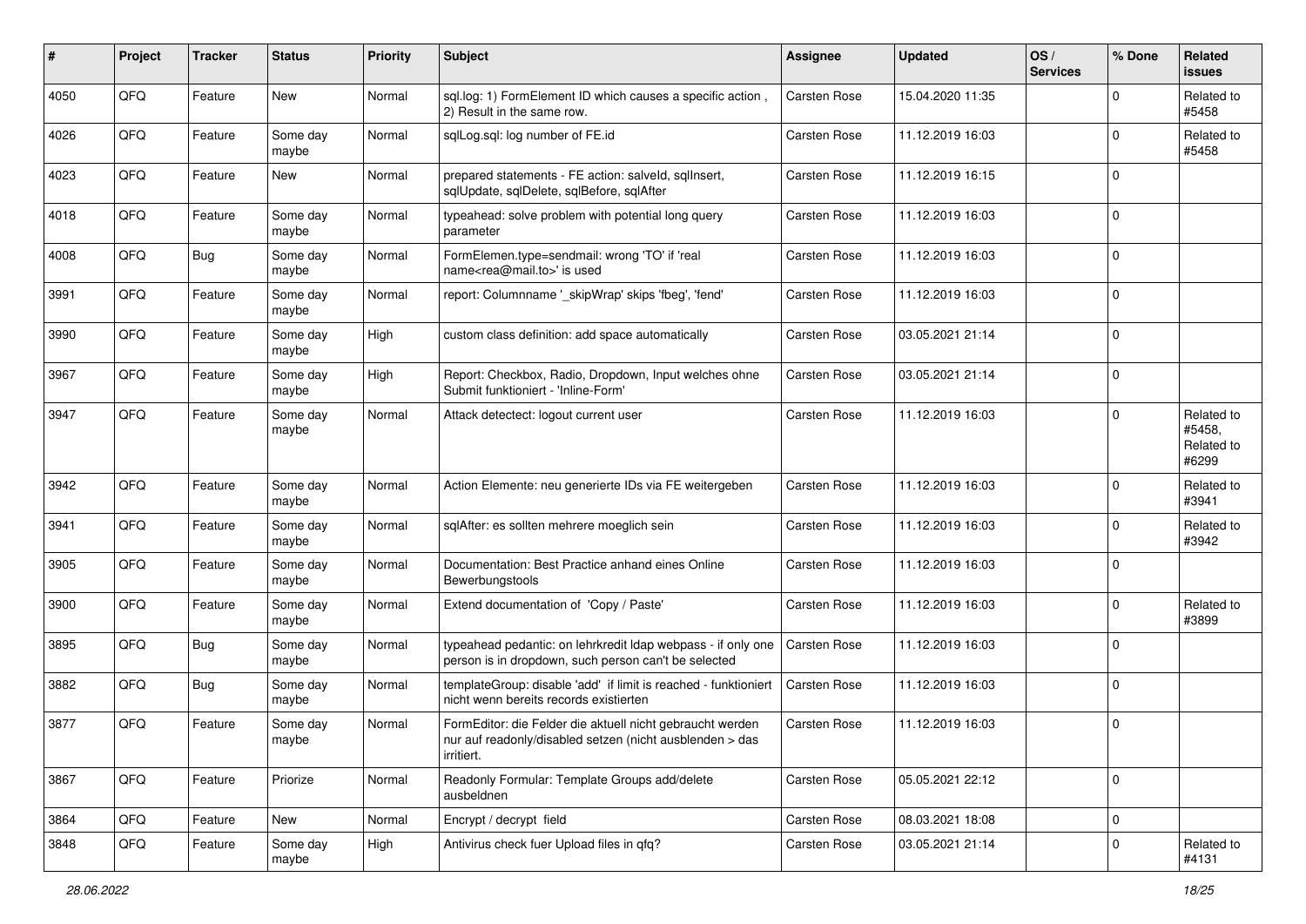| # | Project | Tracker | Status | Priority | Subject | Assignee | Updated | OS / Services | % Done | Related issues |
|---|---|---|---|---|---|---|---|---|---|---|
| 4050 | QFQ | Feature | New | Normal | sql.log: 1) FormElement ID which causes a specific action , 2) Result in the same row. | Carsten Rose | 15.04.2020 11:35 | | 0 | Related to #5458 |
| 4026 | QFQ | Feature | Some day maybe | Normal | sqlLog.sql: log number of FE.id | Carsten Rose | 11.12.2019 16:03 | | 0 | Related to #5458 |
| 4023 | QFQ | Feature | New | Normal | prepared statements - FE action: salveId, sqlInsert, sqlUpdate, sqlDelete, sqlBefore, sqlAfter | Carsten Rose | 11.12.2019 16:15 | | 0 | |
| 4018 | QFQ | Feature | Some day maybe | Normal | typeahead: solve problem with potential long query parameter | Carsten Rose | 11.12.2019 16:03 | | 0 | |
| 4008 | QFQ | Bug | Some day maybe | Normal | FormElemen.type=sendmail: wrong 'TO' if 'real name<rea@mail.to>' is used | Carsten Rose | 11.12.2019 16:03 | | 0 | |
| 3991 | QFQ | Feature | Some day maybe | Normal | report: Columnname '_skipWrap' skips 'fbeg', 'fend' | Carsten Rose | 11.12.2019 16:03 | | 0 | |
| 3990 | QFQ | Feature | Some day maybe | High | custom class definition: add space automatically | Carsten Rose | 03.05.2021 21:14 | | 0 | |
| 3967 | QFQ | Feature | Some day maybe | High | Report: Checkbox, Radio, Dropdown, Input welches ohne Submit funktioniert - 'Inline-Form' | Carsten Rose | 03.05.2021 21:14 | | 0 | |
| 3947 | QFQ | Feature | Some day maybe | Normal | Attack detectect: logout current user | Carsten Rose | 11.12.2019 16:03 | | 0 | Related to #5458, Related to #6299 |
| 3942 | QFQ | Feature | Some day maybe | Normal | Action Elemente: neu generierte IDs via FE weitergeben | Carsten Rose | 11.12.2019 16:03 | | 0 | Related to #3941 |
| 3941 | QFQ | Feature | Some day maybe | Normal | sqlAfter: es sollten mehrere moeglich sein | Carsten Rose | 11.12.2019 16:03 | | 0 | Related to #3942 |
| 3905 | QFQ | Feature | Some day maybe | Normal | Documentation: Best Practice anhand eines Online Bewerbungstools | Carsten Rose | 11.12.2019 16:03 | | 0 | |
| 3900 | QFQ | Feature | Some day maybe | Normal | Extend documentation of 'Copy / Paste' | Carsten Rose | 11.12.2019 16:03 | | 0 | Related to #3899 |
| 3895 | QFQ | Bug | Some day maybe | Normal | typeahead pedantic: on lehrkredit ldap webpass - if only one person is in dropdown, such person can't be selected | Carsten Rose | 11.12.2019 16:03 | | 0 | |
| 3882 | QFQ | Bug | Some day maybe | Normal | templateGroup: disable 'add' if limit is reached - funktioniert nicht wenn bereits records existierten | Carsten Rose | 11.12.2019 16:03 | | 0 | |
| 3877 | QFQ | Feature | Some day maybe | Normal | FormEditor: die Felder die aktuell nicht gebraucht werden nur auf readonly/disabled setzen (nicht ausblenden > das irritiert. | Carsten Rose | 11.12.2019 16:03 | | 0 | |
| 3867 | QFQ | Feature | Priorize | Normal | Readonly Formular: Template Groups add/delete ausbeldnen | Carsten Rose | 05.05.2021 22:12 | | 0 | |
| 3864 | QFQ | Feature | New | Normal | Encrypt / decrypt field | Carsten Rose | 08.03.2021 18:08 | | 0 | |
| 3848 | QFQ | Feature | Some day maybe | High | Antivirus check fuer Upload files in qfq? | Carsten Rose | 03.05.2021 21:14 | | 0 | Related to #4131 |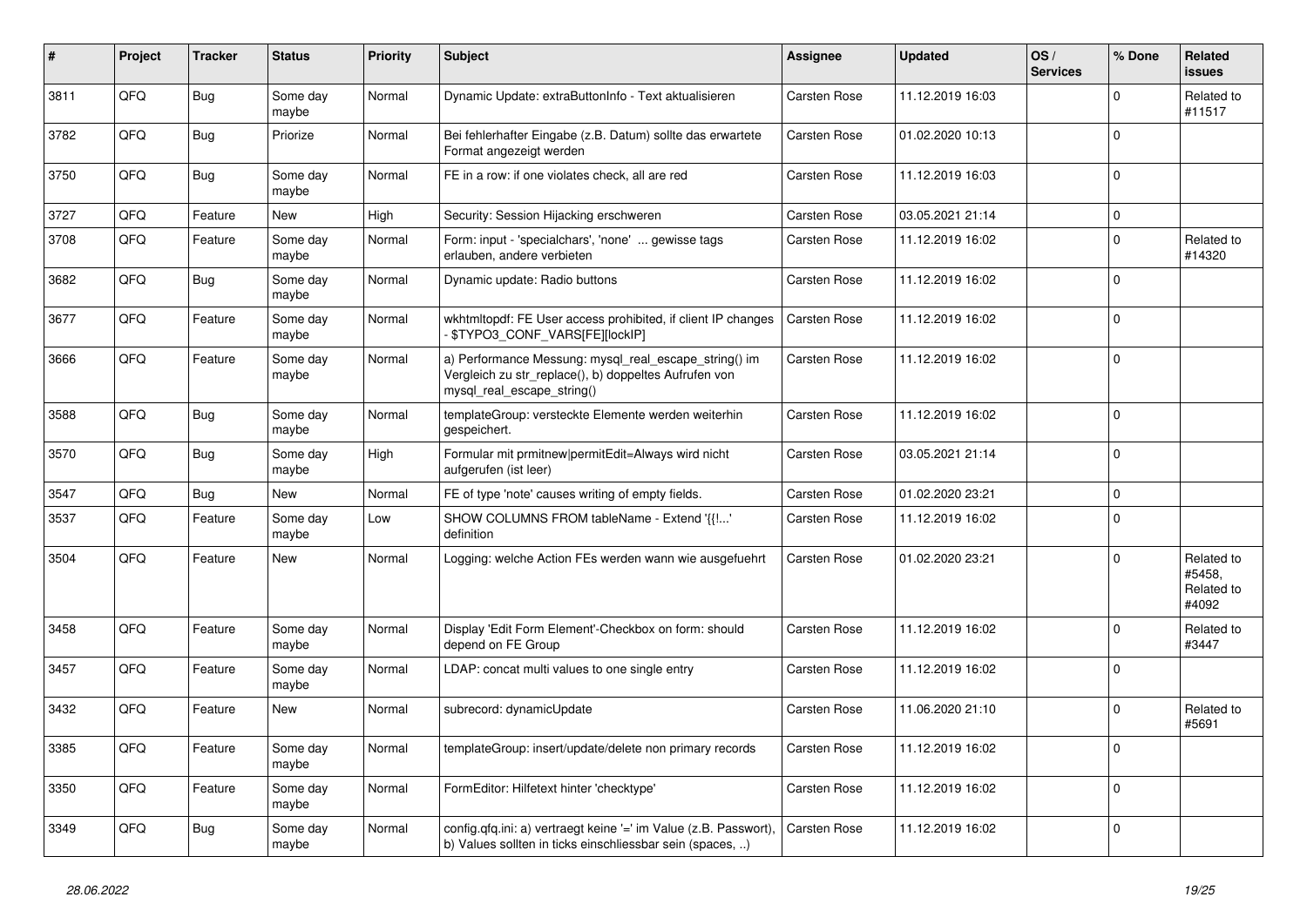| # | Project | Tracker | Status | Priority | Subject | Assignee | Updated | OS / Services | % Done | Related issues |
|---|---|---|---|---|---|---|---|---|---|---|
| 3811 | QFQ | Bug | Some day maybe | Normal | Dynamic Update: extraButtonInfo - Text aktualisieren | Carsten Rose | 11.12.2019 16:03 | | 0 | Related to #11517 |
| 3782 | QFQ | Bug | Priorize | Normal | Bei fehlerhafter Eingabe (z.B. Datum) sollte das erwartete Format angezeigt werden | Carsten Rose | 01.02.2020 10:13 | | 0 | |
| 3750 | QFQ | Bug | Some day maybe | Normal | FE in a row: if one violates check, all are red | Carsten Rose | 11.12.2019 16:03 | | 0 | |
| 3727 | QFQ | Feature | New | High | Security: Session Hijacking erschweren | Carsten Rose | 03.05.2021 21:14 | | 0 | |
| 3708 | QFQ | Feature | Some day maybe | Normal | Form: input - 'specialchars', 'none' ... gewisse tags erlauben, andere verbieten | Carsten Rose | 11.12.2019 16:02 | | 0 | Related to #14320 |
| 3682 | QFQ | Bug | Some day maybe | Normal | Dynamic update: Radio buttons | Carsten Rose | 11.12.2019 16:02 | | 0 | |
| 3677 | QFQ | Feature | Some day maybe | Normal | wkhtmltopdf: FE User access prohibited, if client IP changes - $TYPO3_CONF_VARS[FE][lockIP] | Carsten Rose | 11.12.2019 16:02 | | 0 | |
| 3666 | QFQ | Feature | Some day maybe | Normal | a) Performance Messung: mysql_real_escape_string() im Vergleich zu str_replace(), b) doppeltes Aufrufen von mysql_real_escape_string() | Carsten Rose | 11.12.2019 16:02 | | 0 | |
| 3588 | QFQ | Bug | Some day maybe | Normal | templateGroup: versteckte Elemente werden weiterhin gespeichert. | Carsten Rose | 11.12.2019 16:02 | | 0 | |
| 3570 | QFQ | Bug | Some day maybe | High | Formular mit prmitnew\|permitEdit=Always wird nicht aufgerufen (ist leer) | Carsten Rose | 03.05.2021 21:14 | | 0 | |
| 3547 | QFQ | Bug | New | Normal | FE of type 'note' causes writing of empty fields. | Carsten Rose | 01.02.2020 23:21 | | 0 | |
| 3537 | QFQ | Feature | Some day maybe | Low | SHOW COLUMNS FROM tableName - Extend '{{!...' definition | Carsten Rose | 11.12.2019 16:02 | | 0 | |
| 3504 | QFQ | Feature | New | Normal | Logging: welche Action FEs werden wann wie ausgefuehrt | Carsten Rose | 01.02.2020 23:21 | | 0 | Related to #5458, Related to #4092 |
| 3458 | QFQ | Feature | Some day maybe | Normal | Display 'Edit Form Element'-Checkbox on form: should depend on FE Group | Carsten Rose | 11.12.2019 16:02 | | 0 | Related to #3447 |
| 3457 | QFQ | Feature | Some day maybe | Normal | LDAP: concat multi values to one single entry | Carsten Rose | 11.12.2019 16:02 | | 0 | |
| 3432 | QFQ | Feature | New | Normal | subrecord: dynamicUpdate | Carsten Rose | 11.06.2020 21:10 | | 0 | Related to #5691 |
| 3385 | QFQ | Feature | Some day maybe | Normal | templateGroup: insert/update/delete non primary records | Carsten Rose | 11.12.2019 16:02 | | 0 | |
| 3350 | QFQ | Feature | Some day maybe | Normal | FormEditor: Hilfetext hinter 'checktype' | Carsten Rose | 11.12.2019 16:02 | | 0 | |
| 3349 | QFQ | Bug | Some day maybe | Normal | config.qfq.ini: a) vertraegt keine '=' im Value (z.B. Passwort), b) Values sollten in ticks einschliessbar sein (spaces, ..) | Carsten Rose | 11.12.2019 16:02 | | 0 | |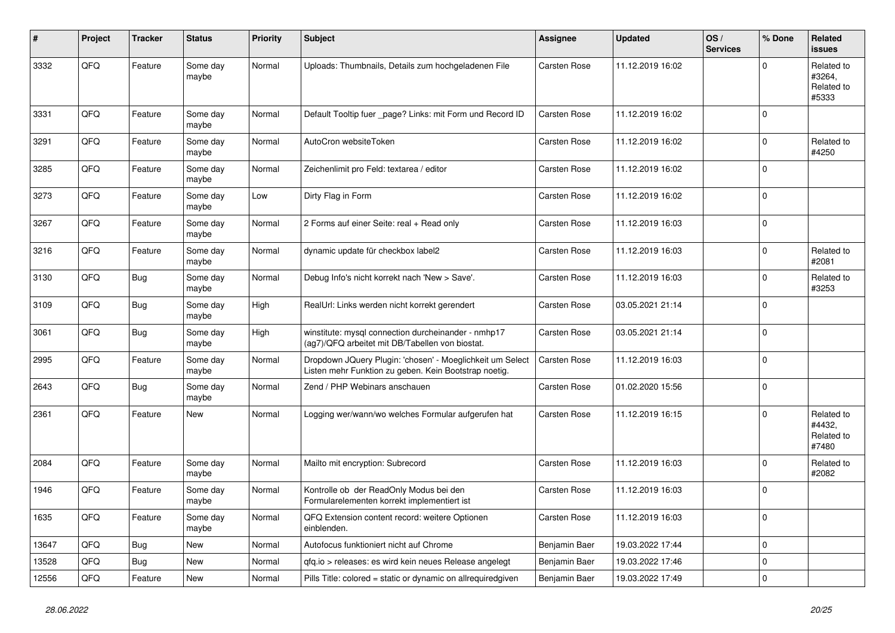| # | Project | Tracker | Status | Priority | Subject | Assignee | Updated | OS / Services | % Done | Related issues |
|---|---|---|---|---|---|---|---|---|---|---|
| 3332 | QFQ | Feature | Some day maybe | Normal | Uploads: Thumbnails, Details zum hochgeladenen File | Carsten Rose | 11.12.2019 16:02 | | 0 | Related to #3264, Related to #5333 |
| 3331 | QFQ | Feature | Some day maybe | Normal | Default Tooltip fuer _page? Links: mit Form und Record ID | Carsten Rose | 11.12.2019 16:02 | | 0 | |
| 3291 | QFQ | Feature | Some day maybe | Normal | AutoCron websiteToken | Carsten Rose | 11.12.2019 16:02 | | 0 | Related to #4250 |
| 3285 | QFQ | Feature | Some day maybe | Normal | Zeichenlimit pro Feld: textarea / editor | Carsten Rose | 11.12.2019 16:02 | | 0 | |
| 3273 | QFQ | Feature | Some day maybe | Low | Dirty Flag in Form | Carsten Rose | 11.12.2019 16:02 | | 0 | |
| 3267 | QFQ | Feature | Some day maybe | Normal | 2 Forms auf einer Seite: real + Read only | Carsten Rose | 11.12.2019 16:03 | | 0 | |
| 3216 | QFQ | Feature | Some day maybe | Normal | dynamic update für checkbox label2 | Carsten Rose | 11.12.2019 16:03 | | 0 | Related to #2081 |
| 3130 | QFQ | Bug | Some day maybe | Normal | Debug Info's nicht korrekt nach 'New > Save'. | Carsten Rose | 11.12.2019 16:03 | | 0 | Related to #3253 |
| 3109 | QFQ | Bug | Some day maybe | High | RealUrl: Links werden nicht korrekt gerendert | Carsten Rose | 03.05.2021 21:14 | | 0 | |
| 3061 | QFQ | Bug | Some day maybe | High | winstitute: mysql connection durcheinander - nmhp17 (ag7)/QFQ arbeitet mit DB/Tabellen von biostat. | Carsten Rose | 03.05.2021 21:14 | | 0 | |
| 2995 | QFQ | Feature | Some day maybe | Normal | Dropdown JQuery Plugin: 'chosen' - Moeglichkeit um Select Listen mehr Funktion zu geben. Kein Bootstrap noetig. | Carsten Rose | 11.12.2019 16:03 | | 0 | |
| 2643 | QFQ | Bug | Some day maybe | Normal | Zend / PHP Webinars anschauen | Carsten Rose | 01.02.2020 15:56 | | 0 | |
| 2361 | QFQ | Feature | New | Normal | Logging wer/wann/wo welches Formular aufgerufen hat | Carsten Rose | 11.12.2019 16:15 | | 0 | Related to #4432, Related to #7480 |
| 2084 | QFQ | Feature | Some day maybe | Normal | Mailto mit encryption: Subrecord | Carsten Rose | 11.12.2019 16:03 | | 0 | Related to #2082 |
| 1946 | QFQ | Feature | Some day maybe | Normal | Kontrolle ob der ReadOnly Modus bei den Formularelementen korrekt implementiert ist | Carsten Rose | 11.12.2019 16:03 | | 0 | |
| 1635 | QFQ | Feature | Some day maybe | Normal | QFQ Extension content record: weitere Optionen einblenden. | Carsten Rose | 11.12.2019 16:03 | | 0 | |
| 13647 | QFQ | Bug | New | Normal | Autofocus funktioniert nicht auf Chrome | Benjamin Baer | 19.03.2022 17:44 | | 0 | |
| 13528 | QFQ | Bug | New | Normal | qfq.io > releases: es wird kein neues Release angelegt | Benjamin Baer | 19.03.2022 17:46 | | 0 | |
| 12556 | QFQ | Feature | New | Normal | Pills Title: colored = static or dynamic on allrequiredgiven | Benjamin Baer | 19.03.2022 17:49 | | 0 | |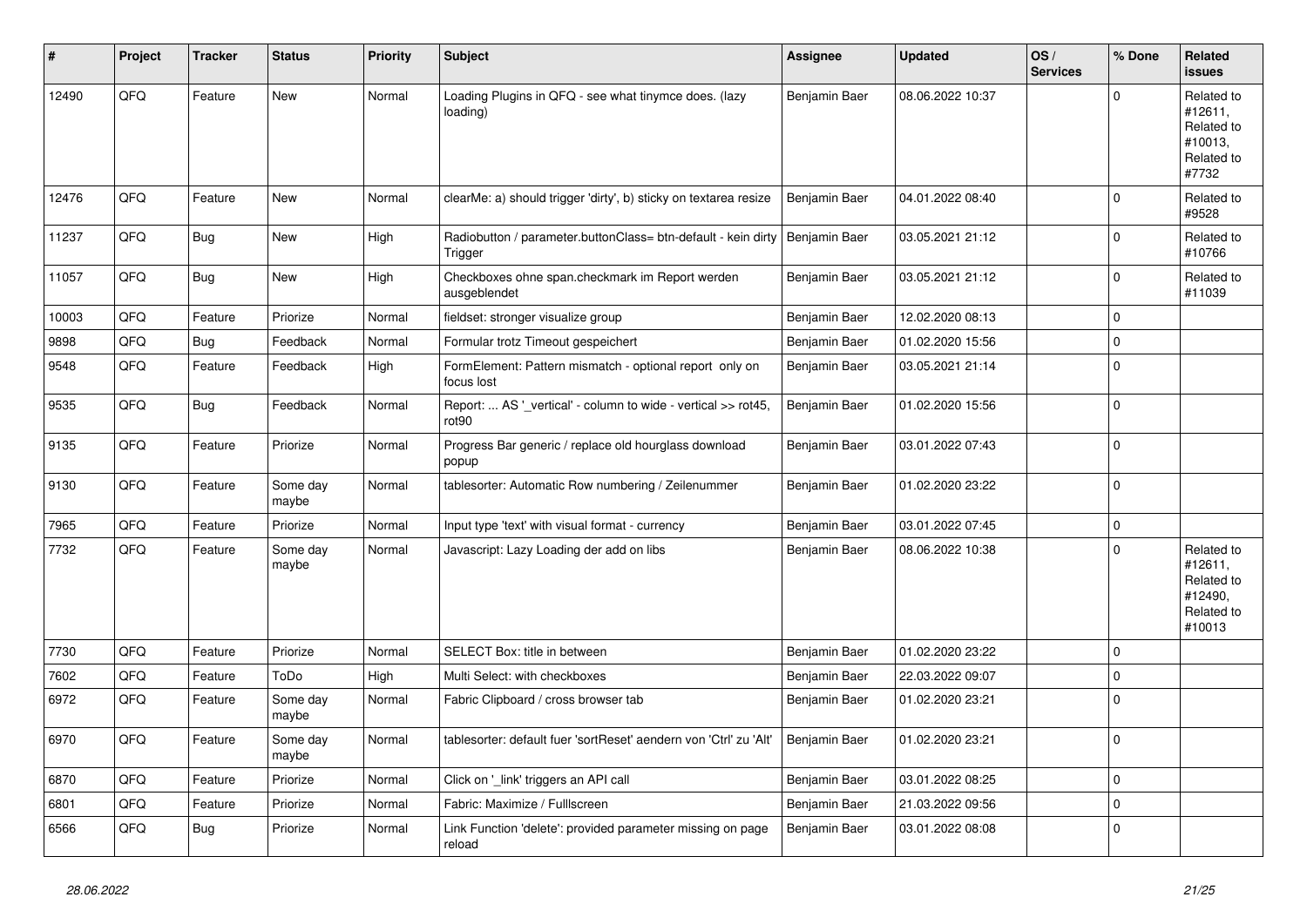| # | Project | Tracker | Status | Priority | Subject | Assignee | Updated | OS / Services | % Done | Related issues |
|---|---|---|---|---|---|---|---|---|---|---|
| 12490 | QFQ | Feature | New | Normal | Loading Plugins in QFQ - see what tinymce does. (lazy loading) | Benjamin Baer | 08.06.2022 10:37 | | 0 | Related to #12611, Related to #10013, Related to #7732 |
| 12476 | QFQ | Feature | New | Normal | clearMe: a) should trigger 'dirty', b) sticky on textarea resize | Benjamin Baer | 04.01.2022 08:40 | | 0 | Related to #9528 |
| 11237 | QFQ | Bug | New | High | Radiobutton / parameter.buttonClass= btn-default - kein dirty Trigger | Benjamin Baer | 03.05.2021 21:12 | | 0 | Related to #10766 |
| 11057 | QFQ | Bug | New | High | Checkboxes ohne span.checkmark im Report werden ausgeblendet | Benjamin Baer | 03.05.2021 21:12 | | 0 | Related to #11039 |
| 10003 | QFQ | Feature | Priorize | Normal | fieldset: stronger visualize group | Benjamin Baer | 12.02.2020 08:13 | | 0 | |
| 9898 | QFQ | Bug | Feedback | Normal | Formular trotz Timeout gespeichert | Benjamin Baer | 01.02.2020 15:56 | | 0 | |
| 9548 | QFQ | Feature | Feedback | High | FormElement: Pattern mismatch - optional report only on focus lost | Benjamin Baer | 03.05.2021 21:14 | | 0 | |
| 9535 | QFQ | Bug | Feedback | Normal | Report: ... AS '_vertical' - column to wide - vertical >> rot45, rot90 | Benjamin Baer | 01.02.2020 15:56 | | 0 | |
| 9135 | QFQ | Feature | Priorize | Normal | Progress Bar generic / replace old hourglass download popup | Benjamin Baer | 03.01.2022 07:43 | | 0 | |
| 9130 | QFQ | Feature | Some day maybe | Normal | tablesorter: Automatic Row numbering / Zeilenummer | Benjamin Baer | 01.02.2020 23:22 | | 0 | |
| 7965 | QFQ | Feature | Priorize | Normal | Input type 'text' with visual format - currency | Benjamin Baer | 03.01.2022 07:45 | | 0 | |
| 7732 | QFQ | Feature | Some day maybe | Normal | Javascript: Lazy Loading der add on libs | Benjamin Baer | 08.06.2022 10:38 | | 0 | Related to #12611, Related to #12490, Related to #10013 |
| 7730 | QFQ | Feature | Priorize | Normal | SELECT Box: title in between | Benjamin Baer | 01.02.2020 23:22 | | 0 | |
| 7602 | QFQ | Feature | ToDo | High | Multi Select: with checkboxes | Benjamin Baer | 22.03.2022 09:07 | | 0 | |
| 6972 | QFQ | Feature | Some day maybe | Normal | Fabric Clipboard / cross browser tab | Benjamin Baer | 01.02.2020 23:21 | | 0 | |
| 6970 | QFQ | Feature | Some day maybe | Normal | tablesorter: default fuer 'sortReset' aendern von 'Ctrl' zu 'Alt' | Benjamin Baer | 01.02.2020 23:21 | | 0 | |
| 6870 | QFQ | Feature | Priorize | Normal | Click on '_link' triggers an API call | Benjamin Baer | 03.01.2022 08:25 | | 0 | |
| 6801 | QFQ | Feature | Priorize | Normal | Fabric: Maximize / Fulllscreen | Benjamin Baer | 21.03.2022 09:56 | | 0 | |
| 6566 | QFQ | Bug | Priorize | Normal | Link Function 'delete': provided parameter missing on page reload | Benjamin Baer | 03.01.2022 08:08 | | 0 | |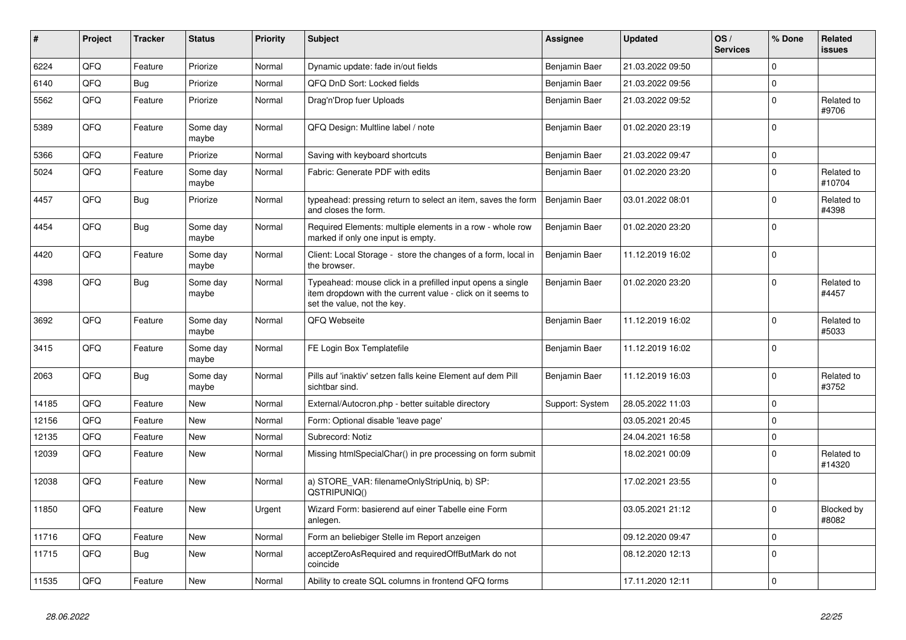| # | Project | Tracker | Status | Priority | Subject | Assignee | Updated | OS / Services | % Done | Related issues |
|---|---|---|---|---|---|---|---|---|---|---|
| 6224 | QFQ | Feature | Priorize | Normal | Dynamic update: fade in/out fields | Benjamin Baer | 21.03.2022 09:50 | | 0 | |
| 6140 | QFQ | Bug | Priorize | Normal | QFQ DnD Sort: Locked fields | Benjamin Baer | 21.03.2022 09:56 | | 0 | |
| 5562 | QFQ | Feature | Priorize | Normal | Drag'n'Drop fuer Uploads | Benjamin Baer | 21.03.2022 09:52 | | 0 | Related to #9706 |
| 5389 | QFQ | Feature | Some day maybe | Normal | QFQ Design: Multline label / note | Benjamin Baer | 01.02.2020 23:19 | | 0 | |
| 5366 | QFQ | Feature | Priorize | Normal | Saving with keyboard shortcuts | Benjamin Baer | 21.03.2022 09:47 | | 0 | |
| 5024 | QFQ | Feature | Some day maybe | Normal | Fabric: Generate PDF with edits | Benjamin Baer | 01.02.2020 23:20 | | 0 | Related to #10704 |
| 4457 | QFQ | Bug | Priorize | Normal | typeahead: pressing return to select an item, saves the form and closes the form. | Benjamin Baer | 03.01.2022 08:01 | | 0 | Related to #4398 |
| 4454 | QFQ | Bug | Some day maybe | Normal | Required Elements: multiple elements in a row - whole row marked if only one input is empty. | Benjamin Baer | 01.02.2020 23:20 | | 0 | |
| 4420 | QFQ | Feature | Some day maybe | Normal | Client: Local Storage - store the changes of a form, local in the browser. | Benjamin Baer | 11.12.2019 16:02 | | 0 | |
| 4398 | QFQ | Bug | Some day maybe | Normal | Typeahead: mouse click in a prefilled input opens a single item dropdown with the current value - click on it seems to set the value, not the key. | Benjamin Baer | 01.02.2020 23:20 | | 0 | Related to #4457 |
| 3692 | QFQ | Feature | Some day maybe | Normal | QFQ Webseite | Benjamin Baer | 11.12.2019 16:02 | | 0 | Related to #5033 |
| 3415 | QFQ | Feature | Some day maybe | Normal | FE Login Box Templatefile | Benjamin Baer | 11.12.2019 16:02 | | 0 | |
| 2063 | QFQ | Bug | Some day maybe | Normal | Pills auf 'inaktiv' setzen falls keine Element auf dem Pill sichtbar sind. | Benjamin Baer | 11.12.2019 16:03 | | 0 | Related to #3752 |
| 14185 | QFQ | Feature | New | Normal | External/Autocron.php - better suitable directory | Support: System | 28.05.2022 11:03 | | 0 | |
| 12156 | QFQ | Feature | New | Normal | Form: Optional disable 'leave page' | | 03.05.2021 20:45 | | 0 | |
| 12135 | QFQ | Feature | New | Normal | Subrecord: Notiz | | 24.04.2021 16:58 | | 0 | |
| 12039 | QFQ | Feature | New | Normal | Missing htmlSpecialChar() in pre processing on form submit | | 18.02.2021 00:09 | | 0 | Related to #14320 |
| 12038 | QFQ | Feature | New | Normal | a) STORE_VAR: filenameOnlyStripUniq, b) SP: QSTRIPUNIQ() | | 17.02.2021 23:55 | | 0 | |
| 11850 | QFQ | Feature | New | Urgent | Wizard Form: basierend auf einer Tabelle eine Form anlegen. | | 03.05.2021 21:12 | | 0 | Blocked by #8082 |
| 11716 | QFQ | Feature | New | Normal | Form an beliebiger Stelle im Report anzeigen | | 09.12.2020 09:47 | | 0 | |
| 11715 | QFQ | Bug | New | Normal | acceptZeroAsRequired and requiredOffButMark do not coincide | | 08.12.2020 12:13 | | 0 | |
| 11535 | QFQ | Feature | New | Normal | Ability to create SQL columns in frontend QFQ forms | | 17.11.2020 12:11 | | 0 | |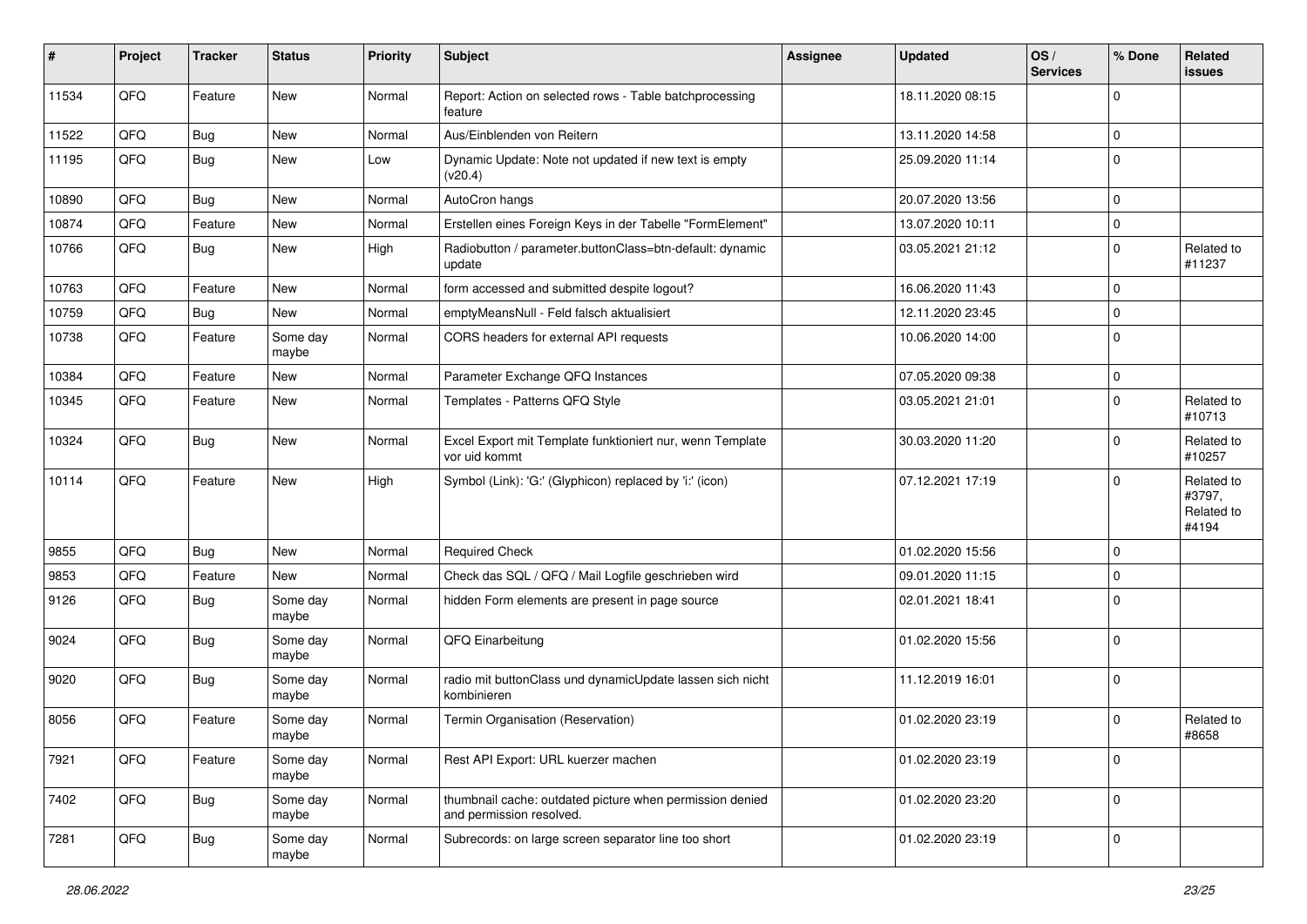| # | Project | Tracker | Status | Priority | Subject | Assignee | Updated | OS / Services | % Done | Related issues |
|---|---|---|---|---|---|---|---|---|---|---|
| 11534 | QFQ | Feature | New | Normal | Report: Action on selected rows - Table batchprocessing feature | | 18.11.2020 08:15 | | 0 | |
| 11522 | QFQ | Bug | New | Normal | Aus/Einblenden von Reitern | | 13.11.2020 14:58 | | 0 | |
| 11195 | QFQ | Bug | New | Low | Dynamic Update: Note not updated if new text is empty (v20.4) | | 25.09.2020 11:14 | | 0 | |
| 10890 | QFQ | Bug | New | Normal | AutoCron hangs | | 20.07.2020 13:56 | | 0 | |
| 10874 | QFQ | Feature | New | Normal | Erstellen eines Foreign Keys in der Tabelle "FormElement" | | 13.07.2020 10:11 | | 0 | |
| 10766 | QFQ | Bug | New | High | Radiobutton / parameter.buttonClass=btn-default: dynamic update | | 03.05.2021 21:12 | | 0 | Related to #11237 |
| 10763 | QFQ | Feature | New | Normal | form accessed and submitted despite logout? | | 16.06.2020 11:43 | | 0 | |
| 10759 | QFQ | Bug | New | Normal | emptyMeansNull - Feld falsch aktualisiert | | 12.11.2020 23:45 | | 0 | |
| 10738 | QFQ | Feature | Some day maybe | Normal | CORS headers for external API requests | | 10.06.2020 14:00 | | 0 | |
| 10384 | QFQ | Feature | New | Normal | Parameter Exchange QFQ Instances | | 07.05.2020 09:38 | | 0 | |
| 10345 | QFQ | Feature | New | Normal | Templates - Patterns QFQ Style | | 03.05.2021 21:01 | | 0 | Related to #10713 |
| 10324 | QFQ | Bug | New | Normal | Excel Export mit Template funktioniert nur, wenn Template vor uid kommt | | 30.03.2020 11:20 | | 0 | Related to #10257 |
| 10114 | QFQ | Feature | New | High | Symbol (Link): 'G:' (Glyphicon) replaced by 'i:' (icon) | | 07.12.2021 17:19 | | 0 | Related to #3797, Related to #4194 |
| 9855 | QFQ | Bug | New | Normal | Required Check | | 01.02.2020 15:56 | | 0 | |
| 9853 | QFQ | Feature | New | Normal | Check das SQL / QFQ / Mail Logfile geschrieben wird | | 09.01.2020 11:15 | | 0 | |
| 9126 | QFQ | Bug | Some day maybe | Normal | hidden Form elements are present in page source | | 02.01.2021 18:41 | | 0 | |
| 9024 | QFQ | Bug | Some day maybe | Normal | QFQ Einarbeitung | | 01.02.2020 15:56 | | 0 | |
| 9020 | QFQ | Bug | Some day maybe | Normal | radio mit buttonClass und dynamicUpdate lassen sich nicht kombinieren | | 11.12.2019 16:01 | | 0 | |
| 8056 | QFQ | Feature | Some day maybe | Normal | Termin Organisation (Reservation) | | 01.02.2020 23:19 | | 0 | Related to #8658 |
| 7921 | QFQ | Feature | Some day maybe | Normal | Rest API Export: URL kuerzer machen | | 01.02.2020 23:19 | | 0 | |
| 7402 | QFQ | Bug | Some day maybe | Normal | thumbnail cache: outdated picture when permission denied and permission resolved. | | 01.02.2020 23:20 | | 0 | |
| 7281 | QFQ | Bug | Some day maybe | Normal | Subrecords: on large screen separator line too short | | 01.02.2020 23:19 | | 0 | |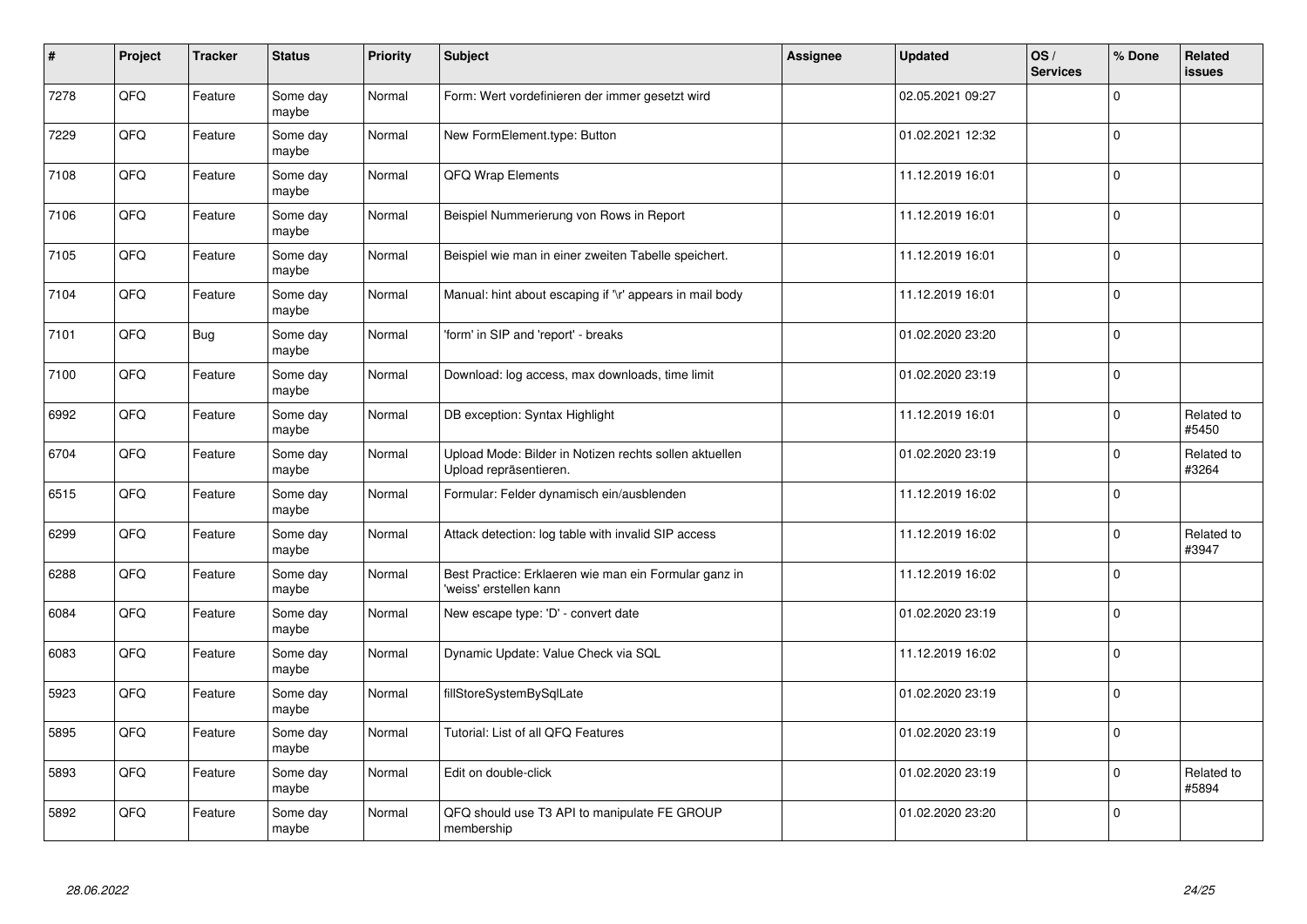| # | Project | Tracker | Status | Priority | Subject | Assignee | Updated | OS / Services | % Done | Related issues |
|---|---|---|---|---|---|---|---|---|---|---|
| 7278 | QFQ | Feature | Some day maybe | Normal | Form: Wert vordefinieren der immer gesetzt wird | | 02.05.2021 09:27 | | 0 | |
| 7229 | QFQ | Feature | Some day maybe | Normal | New FormElement.type: Button | | 01.02.2021 12:32 | | 0 | |
| 7108 | QFQ | Feature | Some day maybe | Normal | QFQ Wrap Elements | | 11.12.2019 16:01 | | 0 | |
| 7106 | QFQ | Feature | Some day maybe | Normal | Beispiel Nummerierung von Rows in Report | | 11.12.2019 16:01 | | 0 | |
| 7105 | QFQ | Feature | Some day maybe | Normal | Beispiel wie man in einer zweiten Tabelle speichert. | | 11.12.2019 16:01 | | 0 | |
| 7104 | QFQ | Feature | Some day maybe | Normal | Manual: hint about escaping if '\r' appears in mail body | | 11.12.2019 16:01 | | 0 | |
| 7101 | QFQ | Bug | Some day maybe | Normal | 'form' in SIP and 'report' - breaks | | 01.02.2020 23:20 | | 0 | |
| 7100 | QFQ | Feature | Some day maybe | Normal | Download: log access, max downloads, time limit | | 01.02.2020 23:19 | | 0 | |
| 6992 | QFQ | Feature | Some day maybe | Normal | DB exception: Syntax Highlight | | 11.12.2019 16:01 | | 0 | Related to #5450 |
| 6704 | QFQ | Feature | Some day maybe | Normal | Upload Mode: Bilder in Notizen rechts sollen aktuellen Upload repräsentieren. | | 01.02.2020 23:19 | | 0 | Related to #3264 |
| 6515 | QFQ | Feature | Some day maybe | Normal | Formular: Felder dynamisch ein/ausblenden | | 11.12.2019 16:02 | | 0 | |
| 6299 | QFQ | Feature | Some day maybe | Normal | Attack detection: log table with invalid SIP access | | 11.12.2019 16:02 | | 0 | Related to #3947 |
| 6288 | QFQ | Feature | Some day maybe | Normal | Best Practice: Erklaeren wie man ein Formular ganz in 'weiss' erstellen kann | | 11.12.2019 16:02 | | 0 | |
| 6084 | QFQ | Feature | Some day maybe | Normal | New escape type: 'D' - convert date | | 01.02.2020 23:19 | | 0 | |
| 6083 | QFQ | Feature | Some day maybe | Normal | Dynamic Update: Value Check via SQL | | 11.12.2019 16:02 | | 0 | |
| 5923 | QFQ | Feature | Some day maybe | Normal | fillStoreSystemBySqlLate | | 01.02.2020 23:19 | | 0 | |
| 5895 | QFQ | Feature | Some day maybe | Normal | Tutorial: List of all QFQ Features | | 01.02.2020 23:19 | | 0 | |
| 5893 | QFQ | Feature | Some day maybe | Normal | Edit on double-click | | 01.02.2020 23:19 | | 0 | Related to #5894 |
| 5892 | QFQ | Feature | Some day maybe | Normal | QFQ should use T3 API to manipulate FE GROUP membership | | 01.02.2020 23:20 | | 0 | |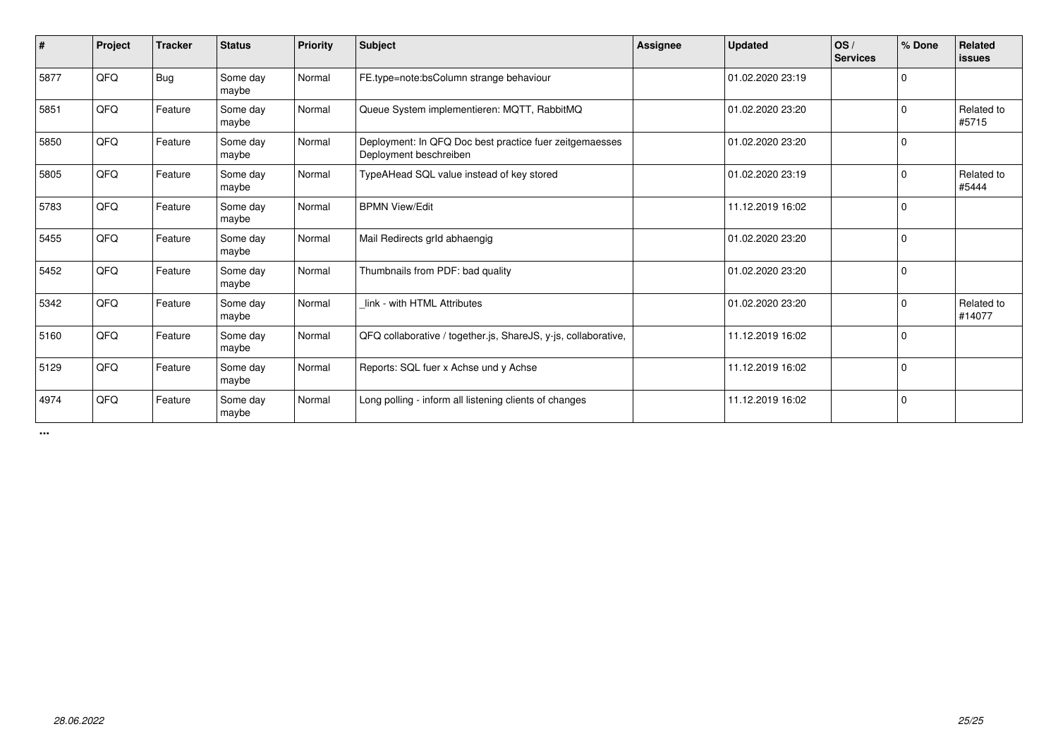| # | Project | Tracker | Status | Priority | Subject | Assignee | Updated | OS / Services | % Done | Related issues |
|---|---|---|---|---|---|---|---|---|---|---|
| 5877 | QFQ | Bug | Some day maybe | Normal | FE.type=note:bsColumn strange behaviour | | 01.02.2020 23:19 | | 0 | |
| 5851 | QFQ | Feature | Some day maybe | Normal | Queue System implementieren: MQTT, RabbitMQ | | 01.02.2020 23:20 | | 0 | Related to #5715 |
| 5850 | QFQ | Feature | Some day maybe | Normal | Deployment: In QFQ Doc best practice fuer zeitgemaesses Deployment beschreiben | | 01.02.2020 23:20 | | 0 | |
| 5805 | QFQ | Feature | Some day maybe | Normal | TypeAHead SQL value instead of key stored | | 01.02.2020 23:19 | | 0 | Related to #5444 |
| 5783 | QFQ | Feature | Some day maybe | Normal | BPMN View/Edit | | 11.12.2019 16:02 | | 0 | |
| 5455 | QFQ | Feature | Some day maybe | Normal | Mail Redirects grId abhaengig | | 01.02.2020 23:20 | | 0 | |
| 5452 | QFQ | Feature | Some day maybe | Normal | Thumbnails from PDF: bad quality | | 01.02.2020 23:20 | | 0 | |
| 5342 | QFQ | Feature | Some day maybe | Normal | _link - with HTML Attributes | | 01.02.2020 23:20 | | 0 | Related to #14077 |
| 5160 | QFQ | Feature | Some day maybe | Normal | QFQ collaborative / together.js, ShareJS, y-js, collaborative, | | 11.12.2019 16:02 | | 0 | |
| 5129 | QFQ | Feature | Some day maybe | Normal | Reports: SQL fuer x Achse und y Achse | | 11.12.2019 16:02 | | 0 | |
| 4974 | QFQ | Feature | Some day maybe | Normal | Long polling - inform all listening clients of changes | | 11.12.2019 16:02 | | 0 | |

...